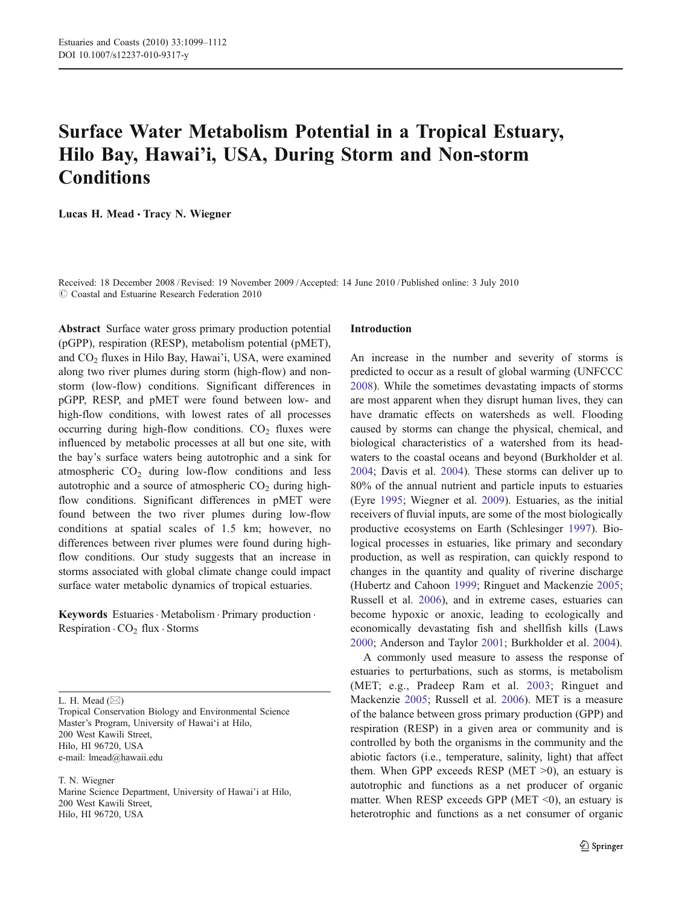# Surface Water Metabolism Potential in a Tropical Estuary, Hilo Bay, Hawai'i, USA, During Storm and Non-storm Conditions

**Lucas H. Mead · Tracy N. Wiegner**

Received: 18 December 2008 / Revised: 19 November 2009 / Accepted: 14 June 2010 / Published online: 3 July 2010
© Coastal and Estuarine Research Federation 2010

**Abstract** Surface water gross primary production potential (pGPP), respiration (RESP), metabolism potential (pMET), and $CO_2$ fluxes in Hilo Bay, Hawai'i, USA, were examined along two river plumes during storm (high-flow) and non-storm (low-flow) conditions. Significant differences in pGPP, RESP, and pMET were found between low- and high-flow conditions, with lowest rates of all processes occurring during high-flow conditions. $CO_2$ fluxes were influenced by metabolic processes at all but one site, with the bay's surface waters being autotrophic and a sink for atmospheric $CO_2$ during low-flow conditions and less autotrophic and a source of atmospheric $CO_2$ during high-flow conditions. Significant differences in pMET were found between the two river plumes during low-flow conditions at spatial scales of 1.5 km; however, no differences between river plumes were found during high-flow conditions. Our study suggests that an increase in storms associated with global climate change could impact surface water metabolic dynamics of tropical estuaries.

**Keywords** Estuaries · Metabolism · Primary production · Respiration · $CO_2$ flux · Storms

L. H. Mead (✉)
Tropical Conservation Biology and Environmental Science Master's Program, University of Hawai'i at Hilo,
200 West Kawili Street,
Hilo, HI 96720, USA
e-mail: lmead@hawaii.edu

T. N. Wiegner
Marine Science Department, University of Hawai'i at Hilo,
200 West Kawili Street,
Hilo, HI 96720, USA

## Introduction

An increase in the number and severity of storms is predicted to occur as a result of global warming (UNFCCC 2008). While the sometimes devastating impacts of storms are most apparent when they disrupt human lives, they can have dramatic effects on watersheds as well. Flooding caused by storms can change the physical, chemical, and biological characteristics of a watershed from its headwaters to the coastal oceans and beyond (Burkholder et al. 2004; Davis et al. 2004). These storms can deliver up to 80% of the annual nutrient and particle inputs to estuaries (Eyre 1995; Wiegner et al. 2009). Estuaries, as the initial receivers of fluvial inputs, are some of the most biologically productive ecosystems on Earth (Schlesinger 1997). Biological processes in estuaries, like primary and secondary production, as well as respiration, can quickly respond to changes in the quantity and quality of riverine discharge (Hubertz and Cahoon 1999; Ringuet and Mackenzie 2005; Russell et al. 2006), and in extreme cases, estuaries can become hypoxic or anoxic, leading to ecologically and economically devastating fish and shellfish kills (Laws 2000; Anderson and Taylor 2001; Burkholder et al. 2004).

A commonly used measure to assess the response of estuaries to perturbations, such as storms, is metabolism (MET; e.g., Pradeep Ram et al. 2003; Ringuet and Mackenzie 2005; Russell et al. 2006). MET is a measure of the balance between gross primary production (GPP) and respiration (RESP) in a given area or community and is controlled by both the organisms in the community and the abiotic factors (i.e., temperature, salinity, light) that affect them. When GPP exceeds RESP (MET >0), an estuary is autotrophic and functions as a net producer of organic matter. When RESP exceeds GPP (MET <0), an estuary is heterotrophic and functions as a net consumer of organic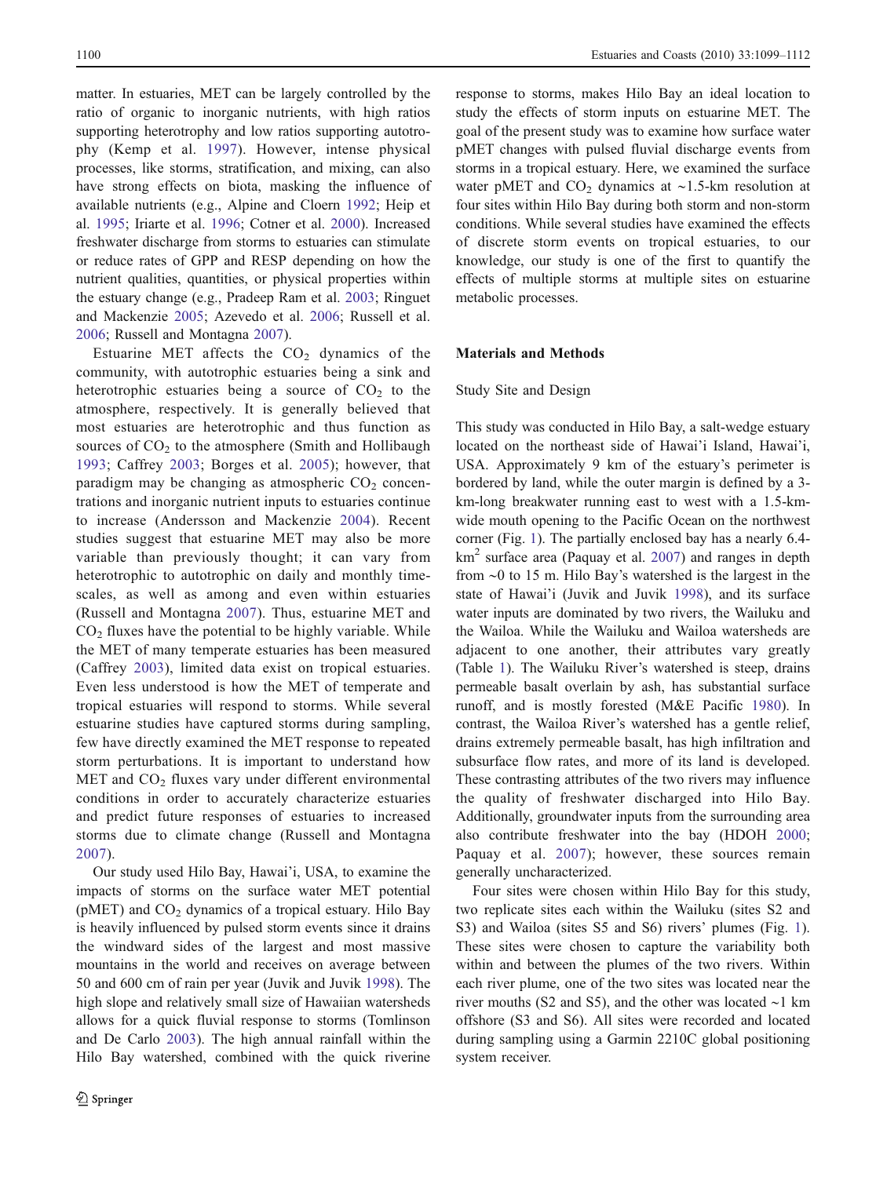matter. In estuaries, MET can be largely controlled by the ratio of organic to inorganic nutrients, with high ratios supporting heterotrophy and low ratios supporting autotrophy (Kemp et al. 1997). However, intense physical processes, like storms, stratification, and mixing, can also have strong effects on biota, masking the influence of available nutrients (e.g., Alpine and Cloern 1992; Heip et al. 1995; Iriarte et al. 1996; Cotner et al. 2000). Increased freshwater discharge from storms to estuaries can stimulate or reduce rates of GPP and RESP depending on how the nutrient qualities, quantities, or physical properties within the estuary change (e.g., Pradeep Ram et al. 2003; Ringuet and Mackenzie 2005; Azevedo et al. 2006; Russell et al. 2006; Russell and Montagna 2007).

Estuarine MET affects the $CO_2$ dynamics of the community, with autotrophic estuaries being a sink and heterotrophic estuaries being a source of $CO_2$ to the atmosphere, respectively. It is generally believed that most estuaries are heterotrophic and thus function as sources of $CO_2$ to the atmosphere (Smith and Hollibaugh 1993; Caffrey 2003; Borges et al. 2005); however, that paradigm may be changing as atmospheric $CO_2$ concentrations and inorganic nutrient inputs to estuaries continue to increase (Andersson and Mackenzie 2004). Recent studies suggest that estuarine MET may also be more variable than previously thought; it can vary from heterotrophic to autotrophic on daily and monthly timescales, as well as among and even within estuaries (Russell and Montagna 2007). Thus, estuarine MET and $CO_2$ fluxes have the potential to be highly variable. While the MET of many temperate estuaries has been measured (Caffrey 2003), limited data exist on tropical estuaries. Even less understood is how the MET of temperate and tropical estuaries will respond to storms. While several estuarine studies have captured storms during sampling, few have directly examined the MET response to repeated storm perturbations. It is important to understand how MET and $CO_2$ fluxes vary under different environmental conditions in order to accurately characterize estuaries and predict future responses of estuaries to increased storms due to climate change (Russell and Montagna 2007).

Our study used Hilo Bay, Hawai'i, USA, to examine the impacts of storms on the surface water MET potential (pMET) and $CO_2$ dynamics of a tropical estuary. Hilo Bay is heavily influenced by pulsed storm events since it drains the windward sides of the largest and most massive mountains in the world and receives on average between 50 and 600 cm of rain per year (Juvik and Juvik 1998). The high slope and relatively small size of Hawaiian watersheds allows for a quick fluvial response to storms (Tomlinson and De Carlo 2003). The high annual rainfall within the Hilo Bay watershed, combined with the quick riverine response to storms, makes Hilo Bay an ideal location to study the effects of storm inputs on estuarine MET. The goal of the present study was to examine how surface water pMET changes with pulsed fluvial discharge events from storms in a tropical estuary. Here, we examined the surface water pMET and $CO_2$ dynamics at ~1.5-km resolution at four sites within Hilo Bay during both storm and non-storm conditions. While several studies have examined the effects of discrete storm events on tropical estuaries, to our knowledge, our study is one of the first to quantify the effects of multiple storms at multiple sites on estuarine metabolic processes.

## Materials and Methods

### Study Site and Design

This study was conducted in Hilo Bay, a salt-wedge estuary located on the northeast side of Hawai'i Island, Hawai'i, USA. Approximately 9 km of the estuary's perimeter is bordered by land, while the outer margin is defined by a 3-km-long breakwater running east to west with a 1.5-km-wide mouth opening to the Pacific Ocean on the northwest corner (Fig. 1). The partially enclosed bay has a nearly 6.4-$km^2$ surface area (Paquay et al. 2007) and ranges in depth from ~0 to 15 m. Hilo Bay's watershed is the largest in the state of Hawai'i (Juvik and Juvik 1998), and its surface water inputs are dominated by two rivers, the Wailuku and the Wailoa. While the Wailuku and Wailoa watersheds are adjacent to one another, their attributes vary greatly (Table 1). The Wailuku River's watershed is steep, drains permeable basalt overlain by ash, has substantial surface runoff, and is mostly forested (M&E Pacific 1980). In contrast, the Wailoa River's watershed has a gentle relief, drains extremely permeable basalt, has high infiltration and subsurface flow rates, and more of its land is developed. These contrasting attributes of the two rivers may influence the quality of freshwater discharged into Hilo Bay. Additionally, groundwater inputs from the surrounding area also contribute freshwater into the bay (HDOH 2000; Paquay et al. 2007); however, these sources remain generally uncharacterized.

Four sites were chosen within Hilo Bay for this study, two replicate sites each within the Wailuku (sites S2 and S3) and Wailoa (sites S5 and S6) rivers' plumes (Fig. 1). These sites were chosen to capture the variability both within and between the plumes of the two rivers. Within each river plume, one of the two sites was located near the river mouths (S2 and S5), and the other was located ~1 km offshore (S3 and S6). All sites were recorded and located during sampling using a Garmin 2210C global positioning system receiver.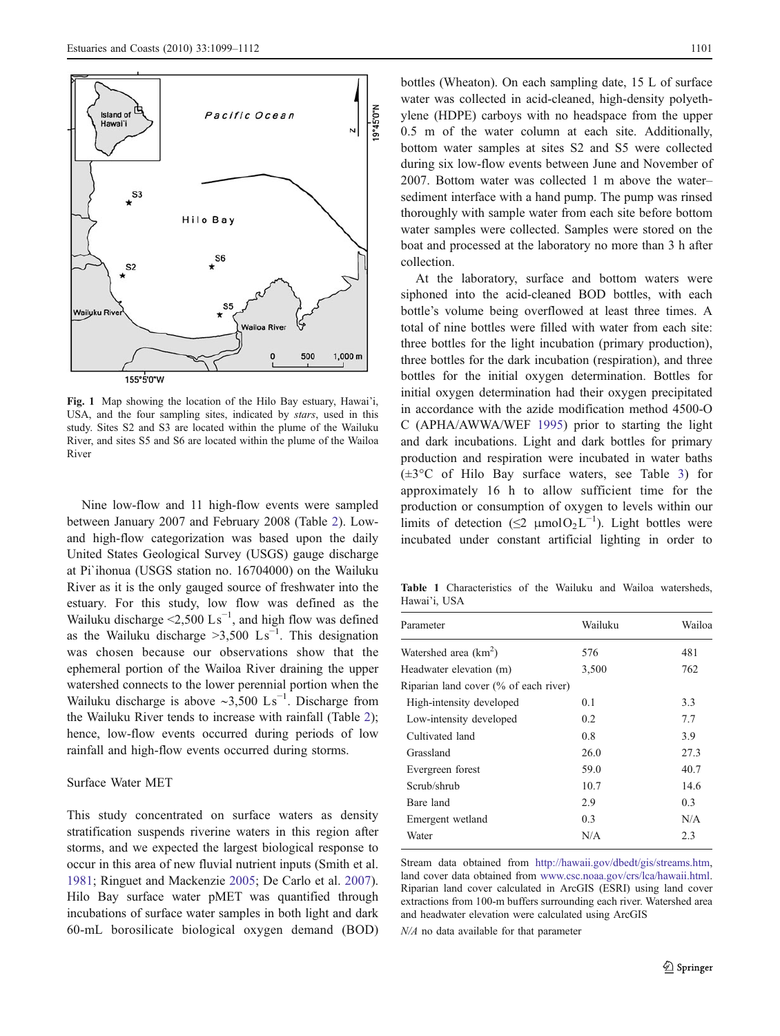Fig. 1 Map showing the location of the Hilo Bay estuary, Hawai`i, USA, and the four sampling sites, indicated by *stars*, used in this study. Sites S2 and S3 are located within the plume of the Wailuku River, and sites S5 and S6 are located within the plume of the Wailoa River

Nine low-flow and 11 high-flow events were sampled between January 2007 and February 2008 (Table 2). Low- and high-flow categorization was based upon the daily United States Geological Survey (USGS) gauge discharge at Pi`ihonua (USGS station no. 16704000) on the Wailuku River as it is the only gauged source of freshwater into the estuary. For this study, low flow was defined as the Wailuku discharge <2,500 $L s^{-1}$, and high flow was defined as the Wailuku discharge >3,500 $L s^{-1}$. This designation was chosen because our observations show that the ephemeral portion of the Wailoa River draining the upper watershed connects to the lower perennial portion when the Wailuku discharge is above ~3,500 $L s^{-1}$. Discharge from the Wailuku River tends to increase with rainfall (Table 2); hence, low-flow events occurred during periods of low rainfall and high-flow events occurred during storms.

## Surface Water MET

This study concentrated on surface waters as density stratification suspends riverine waters in this region after storms, and we expected the largest biological response to occur in this area of new fluvial nutrient inputs (Smith et al. 1981; Ringuet and Mackenzie 2005; De Carlo et al. 2007). Hilo Bay surface water pMET was quantified through incubations of surface water samples in both light and dark 60-mL borosilicate biological oxygen demand (BOD) bottles (Wheaton). On each sampling date, 15 L of surface water was collected in acid-cleaned, high-density polyethylene (HDPE) carboys with no headspace from the upper 0.5 m of the water column at each site. Additionally, bottom water samples at sites S2 and S5 were collected during six low-flow events between June and November of 2007. Bottom water was collected 1 m above the water–sediment interface with a hand pump. The pump was rinsed thoroughly with sample water from each site before bottom water samples were collected. Samples were stored on the boat and processed at the laboratory no more than 3 h after collection.

At the laboratory, surface and bottom waters were siphoned into the acid-cleaned BOD bottles, with each bottle's volume being overflowed at least three times. A total of nine bottles were filled with water from each site: three bottles for the light incubation (primary production), three bottles for the dark incubation (respiration), and three bottles for the initial oxygen determination. Bottles for initial oxygen determination had their oxygen precipitated in accordance with the azide modification method 4500-O C (APHA/AWWA/WEF 1995) prior to starting the light and dark incubations. Light and dark bottles for primary production and respiration were incubated in water baths (±3°C of Hilo Bay surface waters, see Table 3) for approximately 16 h to allow sufficient time for the production or consumption of oxygen to levels within our limits of detection (≤2 $\mu mol O_2 L^{-1}$). Light bottles were incubated under constant artificial lighting in order to

Table 1 Characteristics of the Wailuku and Wailoa watersheds, Hawai`i, USA

| Parameter | Wailuku | Wailoa |
|---|---|---|
| Watershed area ($km^2$) | 576 | 481 |
| Headwater elevation (m) | 3,500 | 762 |
| Riparian land cover (% of each river) | | |
| High-intensity developed | 0.1 | 3.3 |
| Low-intensity developed | 0.2 | 7.7 |
| Cultivated land | 0.8 | 3.9 |
| Grassland | 26.0 | 27.3 |
| Evergreen forest | 59.0 | 40.7 |
| Scrub/shrub | 10.7 | 14.6 |
| Bare land | 2.9 | 0.3 |
| Emergent wetland | 0.3 | N/A |
| Water | N/A | 2.3 |

Stream data obtained from http://hawaii.gov/dbedt/gis/streams.htm, land cover data obtained from www.csc.noaa.gov/crs/lca/hawaii.html. Riparian land cover calculated in ArcGIS (ESRI) using land cover extractions from 100-m buffers surrounding each river. Watershed area and headwater elevation were calculated using ArcGIS

*N/A* no data available for that parameter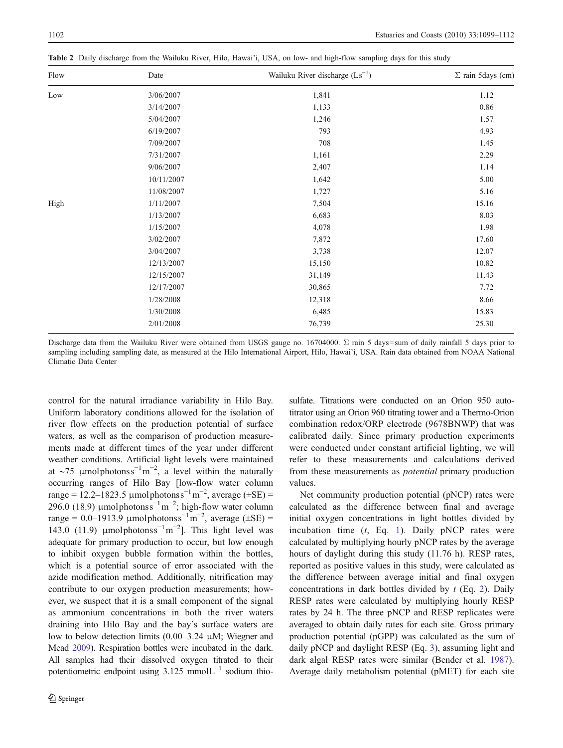**Table 2** Daily discharge from the Wailuku River, Hilo, Hawai'i, USA, on low- and high-flow sampling days for this study

| Flow | Date | Wailuku River discharge ($Ls^{-1}$) | Σ rain 5days (cm) |
|---|---|---|---|
| Low | 3/06/2007 | 1,841 | 1.12 |
| | 3/14/2007 | 1,133 | 0.86 |
| | 5/04/2007 | 1,246 | 1.57 |
| | 6/19/2007 | 793 | 4.93 |
| | 7/09/2007 | 708 | 1.45 |
| | 7/31/2007 | 1,161 | 2.29 |
| | 9/06/2007 | 2,407 | 1.14 |
| | 10/11/2007 | 1,642 | 5.00 |
| | 11/08/2007 | 1,727 | 5.16 |
| High | 1/11/2007 | 7,504 | 15.16 |
| | 1/13/2007 | 6,683 | 8.03 |
| | 1/15/2007 | 4,078 | 1.98 |
| | 3/02/2007 | 7,872 | 17.60 |
| | 3/04/2007 | 3,738 | 12.07 |
| | 12/13/2007 | 15,150 | 10.82 |
| | 12/15/2007 | 31,149 | 11.43 |
| | 12/17/2007 | 30,865 | 7.72 |
| | 1/28/2008 | 12,318 | 8.66 |
| | 1/30/2008 | 6,485 | 15.83 |
| | 2/01/2008 | 76,739 | 25.30 |

Discharge data from the Wailuku River were obtained from USGS gauge no. 16704000. Σ rain 5 days=sum of daily rainfall 5 days prior to sampling including sampling date, as measured at the Hilo International Airport, Hilo, Hawai'i, USA. Rain data obtained from NOAA National Climatic Data Center

control for the natural irradiance variability in Hilo Bay. Uniform laboratory conditions allowed for the isolation of river flow effects on the production potential of surface waters, as well as the comparison of production measurements made at different times of the year under different weather conditions. Artificial light levels were maintained at ~75 $\mu$mol photons $s^{-1} m^{-2}$, a level within the naturally occurring ranges of Hilo Bay [low-flow water column range = 12.2–1823.5 $\mu$mol photons $s^{-1} m^{-2}$, average (±SE) = 296.0 (18.9) $\mu$mol photons $s^{-1} m^{-2}$; high-flow water column range = 0.0–1913.9 $\mu$mol photons $s^{-1} m^{-2}$, average (±SE) = 143.0 (11.9) $\mu$mol photons $s^{-1} m^{-2}$]. This light level was adequate for primary production to occur, but low enough to inhibit oxygen bubble formation within the bottles, which is a potential source of error associated with the azide modification method. Additionally, nitrification may contribute to our oxygen production measurements; however, we suspect that it is a small component of the signal as ammonium concentrations in both the river waters draining into Hilo Bay and the bay's surface waters are low to below detection limits (0.00–3.24 $\mu$M; Wiegner and Mead 2009). Respiration bottles were incubated in the dark. All samples had their dissolved oxygen titrated to their potentiometric endpoint using 3.125 $mmol L^{-1}$ sodium thiosulfate. Titrations were conducted on an Orion 950 autotitrator using an Orion 960 titrating tower and a Thermo-Orion combination redox/ORP electrode (9678BNWP) that was calibrated daily. Since primary production experiments were conducted under constant artificial lighting, we will refer to these measurements and calculations derived from these measurements as *potential* primary production values.

Net community production potential (pNCP) rates were calculated as the difference between final and average initial oxygen concentrations in light bottles divided by incubation time ($t$, Eq. 1). Daily pNCP rates were calculated by multiplying hourly pNCP rates by the average hours of daylight during this study (11.76 h). RESP rates, reported as positive values in this study, were calculated as the difference between average initial and final oxygen concentrations in dark bottles divided by $t$ (Eq. 2). Daily RESP rates were calculated by multiplying hourly RESP rates by 24 h. The three pNCP and RESP replicates were averaged to obtain daily rates for each site. Gross primary production potential (pGPP) was calculated as the sum of daily pNCP and daylight RESP (Eq. 3), assuming light and dark algal RESP rates were similar (Bender et al. 1987). Average daily metabolism potential (pMET) for each site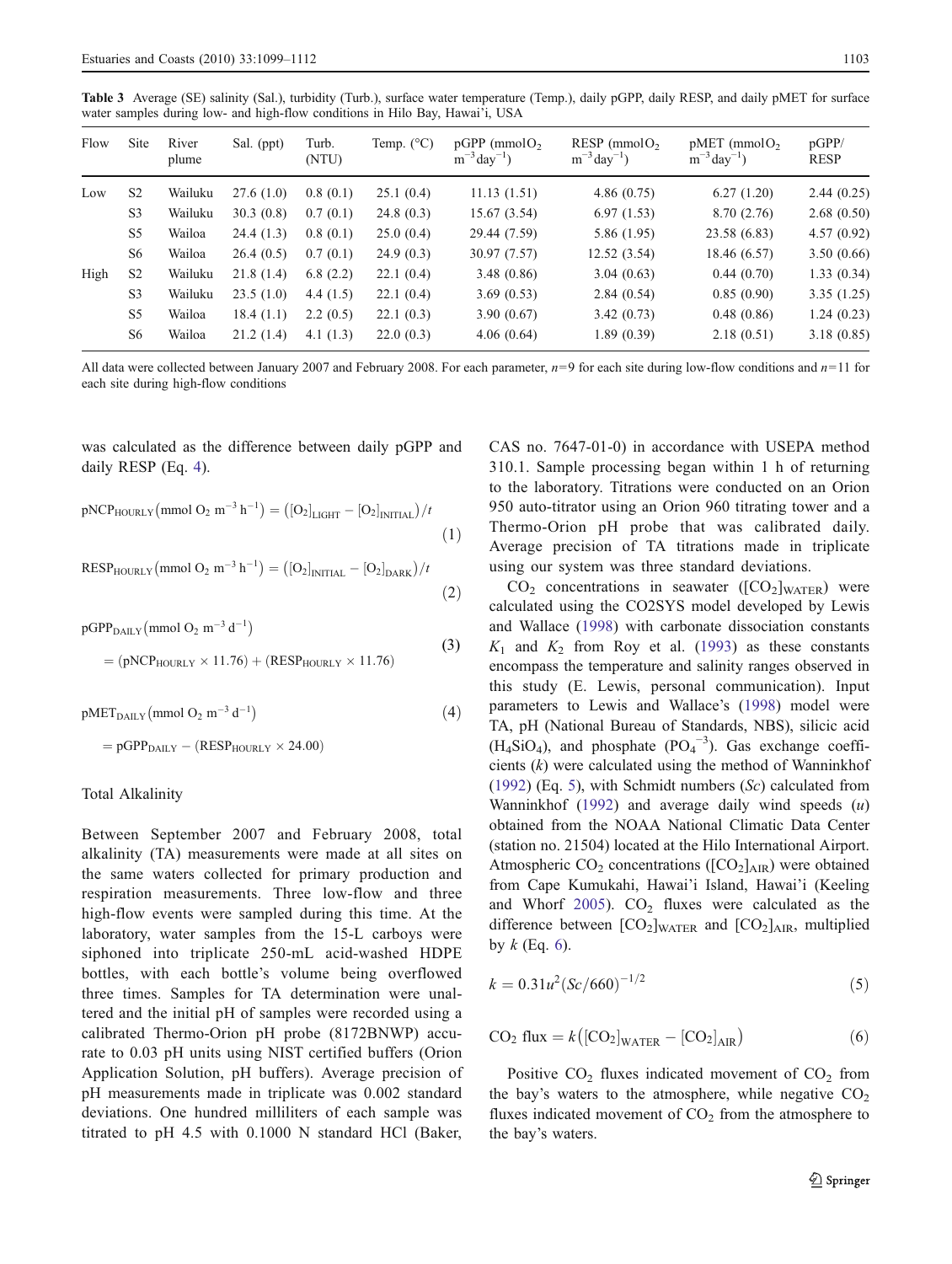Table 3 Average (SE) salinity (Sal.), turbidity (Turb.), surface water temperature (Temp.), daily pGPP, daily RESP, and daily pMET for surface water samples during low- and high-flow conditions in Hilo Bay, Hawai'i, USA

| Flow | Site | River plume | Sal. (ppt) | Turb. (NTU) | Temp. (°C) | pGPP (mmol$O_2$ $m^{-3}$ $day^{-1}$) | RESP (mmol$O_2$ $m^{-3}$ $day^{-1}$) | pMET (mmol$O_2$ $m^{-3}$ $day^{-1}$) | pGPP/ RESP |
|---|---|---|---|---|---|---|---|---|---|
| Low | S2 | Wailuku | 27.6 (1.0) | 0.8 (0.1) | 25.1 (0.4) | 11.13 (1.51) | 4.86 (0.75) | 6.27 (1.20) | 2.44 (0.25) |
| | S3 | Wailuku | 30.3 (0.8) | 0.7 (0.1) | 24.8 (0.3) | 15.67 (3.54) | 6.97 (1.53) | 8.70 (2.76) | 2.68 (0.50) |
| | S5 | Wailoa | 24.4 (1.3) | 0.8 (0.1) | 25.0 (0.4) | 29.44 (7.59) | 5.86 (1.95) | 23.58 (6.83) | 4.57 (0.92) |
| | S6 | Wailoa | 26.4 (0.5) | 0.7 (0.1) | 24.9 (0.3) | 30.97 (7.57) | 12.52 (3.54) | 18.46 (6.57) | 3.50 (0.66) |
| High | S2 | Wailuku | 21.8 (1.4) | 6.8 (2.2) | 22.1 (0.4) | 3.48 (0.86) | 3.04 (0.63) | 0.44 (0.70) | 1.33 (0.34) |
| | S3 | Wailuku | 23.5 (1.0) | 4.4 (1.5) | 22.1 (0.4) | 3.69 (0.53) | 2.84 (0.54) | 0.85 (0.90) | 3.35 (1.25) |
| | S5 | Wailoa | 18.4 (1.1) | 2.2 (0.5) | 22.1 (0.3) | 3.90 (0.67) | 3.42 (0.73) | 0.48 (0.86) | 1.24 (0.23) |
| | S6 | Wailoa | 21.2 (1.4) | 4.1 (1.3) | 22.0 (0.3) | 4.06 (0.64) | 1.89 (0.39) | 2.18 (0.51) | 3.18 (0.85) |

All data were collected between January 2007 and February 2008. For each parameter, $n=9$ for each site during low-flow conditions and $n=11$ for each site during high-flow conditions

was calculated as the difference between daily pGPP and daily RESP (Eq. 4).

$$\mathrm{pNCP_{HOURLY}}\left(\mathrm{mmol\ O_2\ m^{-3}\ h^{-1}}\right) = \left([\mathrm{O_2}]_{\mathrm{LIGHT}} - [\mathrm{O_2}]_{\mathrm{INITIAL}}\right)/t \tag{1}$$

$$\mathrm{RESP_{HOURLY}}\left(\mathrm{mmol\ O_2\ m^{-3}\ h^{-1}}\right) = \left([\mathrm{O_2}]_{\mathrm{INITIAL}} - [\mathrm{O_2}]_{\mathrm{DARK}}\right)/t \tag{2}$$

$$\mathrm{pGPP_{DAILY}}\left(\mathrm{mmol\ O_2\ m^{-3}\ d^{-1}}\right) = \left(\mathrm{pNCP_{HOURLY}} \times 11.76\right) + \left(\mathrm{RESP_{HOURLY}} \times 11.76\right) \tag{3}$$

$$\mathrm{pMET_{DAILY}}\left(\mathrm{mmol\ O_2\ m^{-3}\ d^{-1}}\right) = \mathrm{pGPP_{DAILY}} - \left(\mathrm{RESP_{HOURLY}} \times 24.00\right) \tag{4}$$

### Total Alkalinity

Between September 2007 and February 2008, total alkalinity (TA) measurements were made at all sites on the same waters collected for primary production and respiration measurements. Three low-flow and three high-flow events were sampled during this time. At the laboratory, water samples from the 15-L carboys were siphoned into triplicate 250-mL acid-washed HDPE bottles, with each bottle's volume being overflowed three times. Samples for TA determination were unaltered and the initial pH of samples were recorded using a calibrated Thermo-Orion pH probe (8172BNWP) accurate to 0.03 pH units using NIST certified buffers (Orion Application Solution, pH buffers). Average precision of pH measurements made in triplicate was 0.002 standard deviations. One hundred milliliters of each sample was titrated to pH 4.5 with 0.1000 N standard HCl (Baker, CAS no. 7647-01-0) in accordance with USEPA method 310.1. Sample processing began within 1 h of returning to the laboratory. Titrations were conducted on an Orion 950 auto-titrator using an Orion 960 titrating tower and a Thermo-Orion pH probe that was calibrated daily. Average precision of TA titrations made in triplicate using our system was three standard deviations.

$CO_2$ concentrations in seawater ($[CO_2]_{WATER}$) were calculated using the CO2SYS model developed by Lewis and Wallace (1998) with carbonate dissociation constants $K_1$ and $K_2$ from Roy et al. (1993) as these constants encompass the temperature and salinity ranges observed in this study (E. Lewis, personal communication). Input parameters to Lewis and Wallace's (1998) model were TA, pH (National Bureau of Standards, NBS), silicic acid ($H_4SiO_4$), and phosphate ($PO_4^{-3}$). Gas exchange coefficients ($k$) were calculated using the method of Wanninkhof (1992) (Eq. 5), with Schmidt numbers ($Sc$) calculated from Wanninkhof (1992) and average daily wind speeds ($u$) obtained from the NOAA National Climatic Data Center (station no. 21504) located at the Hilo International Airport. Atmospheric $CO_2$ concentrations ($[CO_2]_{AIR}$) were obtained from Cape Kumukahi, Hawai'i Island, Hawai'i (Keeling and Whorf 2005). $CO_2$ fluxes were calculated as the difference between $[CO_2]_{WATER}$ and $[CO_2]_{AIR}$, multiplied by $k$ (Eq. 6).

$$k = 0.31u^2(Sc/660)^{-1/2} \tag{5}$$

$$\mathrm{CO_2\ flux} = k\left([\mathrm{CO_2}]_{\mathrm{WATER}} - [\mathrm{CO_2}]_{\mathrm{AIR}}\right) \tag{6}$$

Positive $CO_2$ fluxes indicated movement of $CO_2$ from the bay's waters to the atmosphere, while negative $CO_2$ fluxes indicated movement of $CO_2$ from the atmosphere to the bay's waters.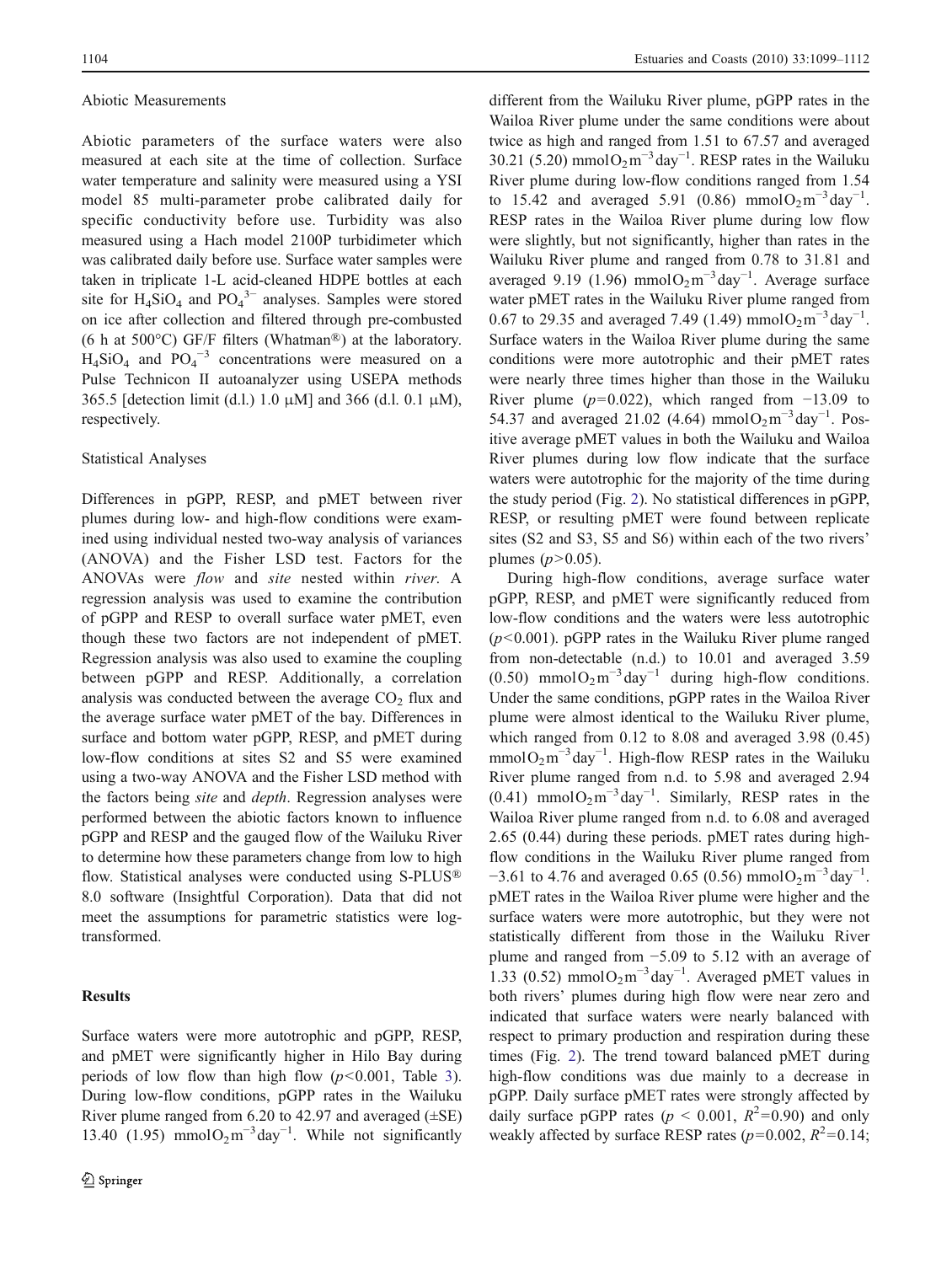### Abiotic Measurements

Abiotic parameters of the surface waters were also measured at each site at the time of collection. Surface water temperature and salinity were measured using a YSI model 85 multi-parameter probe calibrated daily for specific conductivity before use. Turbidity was also measured using a Hach model 2100P turbidimeter which was calibrated daily before use. Surface water samples were taken in triplicate 1-L acid-cleaned HDPE bottles at each site for $H_4SiO_4$ and $PO_4^{3-}$ analyses. Samples were stored on ice after collection and filtered through pre-combusted (6 h at 500°C) GF/F filters (Whatman®) at the laboratory. $H_4SiO_4$ and $PO_4^{-3}$ concentrations were measured on a Pulse Technicon II autoanalyzer using USEPA methods 365.5 [detection limit (d.l.) 1.0 μM] and 366 (d.l. 0.1 μM), respectively.

### Statistical Analyses

Differences in pGPP, RESP, and pMET between river plumes during low- and high-flow conditions were examined using individual nested two-way analysis of variances (ANOVA) and the Fisher LSD test. Factors for the ANOVAs were *flow* and *site* nested within *river*. A regression analysis was used to examine the contribution of pGPP and RESP to overall surface water pMET, even though these two factors are not independent of pMET. Regression analysis was also used to examine the coupling between pGPP and RESP. Additionally, a correlation analysis was conducted between the average $CO_2$ flux and the average surface water pMET of the bay. Differences in surface and bottom water pGPP, RESP, and pMET during low-flow conditions at sites S2 and S5 were examined using a two-way ANOVA and the Fisher LSD method with the factors being *site* and *depth*. Regression analyses were performed between the abiotic factors known to influence pGPP and RESP and the gauged flow of the Wailuku River to determine how these parameters change from low to high flow. Statistical analyses were conducted using S-PLUS® 8.0 software (Insightful Corporation). Data that did not meet the assumptions for parametric statistics were log-transformed.

## Results

Surface waters were more autotrophic and pGPP, RESP, and pMET were significantly higher in Hilo Bay during periods of low flow than high flow ($p<0.001$, Table 3). During low-flow conditions, pGPP rates in the Wailuku River plume ranged from 6.20 to 42.97 and averaged (±SE) 13.40 (1.95) $\text{mmol}\,O_2\,\text{m}^{-3}\,\text{day}^{-1}$. While not significantly different from the Wailuku River plume, pGPP rates in the Wailoa River plume under the same conditions were about twice as high and ranged from 1.51 to 67.57 and averaged 30.21 (5.20) $\text{mmol}\,O_2\,\text{m}^{-3}\,\text{day}^{-1}$. RESP rates in the Wailuku River plume during low-flow conditions ranged from 1.54 to 15.42 and averaged 5.91 (0.86) $\text{mmol}\,O_2\,\text{m}^{-3}\,\text{day}^{-1}$. RESP rates in the Wailoa River plume during low flow were slightly, but not significantly, higher than rates in the Wailuku River plume and ranged from 0.78 to 31.81 and averaged 9.19 (1.96) $\text{mmol}\,O_2\,\text{m}^{-3}\,\text{day}^{-1}$. Average surface water pMET rates in the Wailuku River plume ranged from 0.67 to 29.35 and averaged 7.49 (1.49) $\text{mmol}\,O_2\,\text{m}^{-3}\,\text{day}^{-1}$. Surface waters in the Wailoa River plume during the same conditions were more autotrophic and their pMET rates were nearly three times higher than those in the Wailuku River plume ($p=0.022$), which ranged from −13.09 to 54.37 and averaged 21.02 (4.64) $\text{mmol}\,O_2\,\text{m}^{-3}\,\text{day}^{-1}$. Positive average pMET values in both the Wailuku and Wailoa River plumes during low flow indicate that the surface waters were autotrophic for the majority of the time during the study period (Fig. 2). No statistical differences in pGPP, RESP, or resulting pMET were found between replicate sites (S2 and S3, S5 and S6) within each of the two rivers' plumes ($p>0.05$).

During high-flow conditions, average surface water pGPP, RESP, and pMET were significantly reduced from low-flow conditions and the waters were less autotrophic ($p<0.001$). pGPP rates in the Wailuku River plume ranged from non-detectable (n.d.) to 10.01 and averaged 3.59 (0.50) $\text{mmol}\,O_2\,\text{m}^{-3}\,\text{day}^{-1}$ during high-flow conditions. Under the same conditions, pGPP rates in the Wailoa River plume were almost identical to the Wailuku River plume, which ranged from 0.12 to 8.08 and averaged 3.98 (0.45) $\text{mmol}\,O_2\,\text{m}^{-3}\,\text{day}^{-1}$. High-flow RESP rates in the Wailuku River plume ranged from n.d. to 5.98 and averaged 2.94 (0.41) $\text{mmol}\,O_2\,\text{m}^{-3}\,\text{day}^{-1}$. Similarly, RESP rates in the Wailoa River plume ranged from n.d. to 6.08 and averaged 2.65 (0.44) during these periods. pMET rates during high-flow conditions in the Wailuku River plume ranged from −3.61 to 4.76 and averaged 0.65 (0.56) $\text{mmol}\,O_2\,\text{m}^{-3}\,\text{day}^{-1}$. pMET rates in the Wailoa River plume were higher and the surface waters were more autotrophic, but they were not statistically different from those in the Wailuku River plume and ranged from −5.09 to 5.12 with an average of 1.33 (0.52) $\text{mmol}\,O_2\,\text{m}^{-3}\,\text{day}^{-1}$. Averaged pMET values in both rivers' plumes during high flow were near zero and indicated that surface waters were nearly balanced with respect to primary production and respiration during these times (Fig. 2). The trend toward balanced pMET during high-flow conditions was due mainly to a decrease in pGPP. Daily surface pMET rates were strongly affected by daily surface pGPP rates ($p<0.001$, $R^2=0.90$) and only weakly affected by surface RESP rates ($p=0.002$, $R^2=0.14$;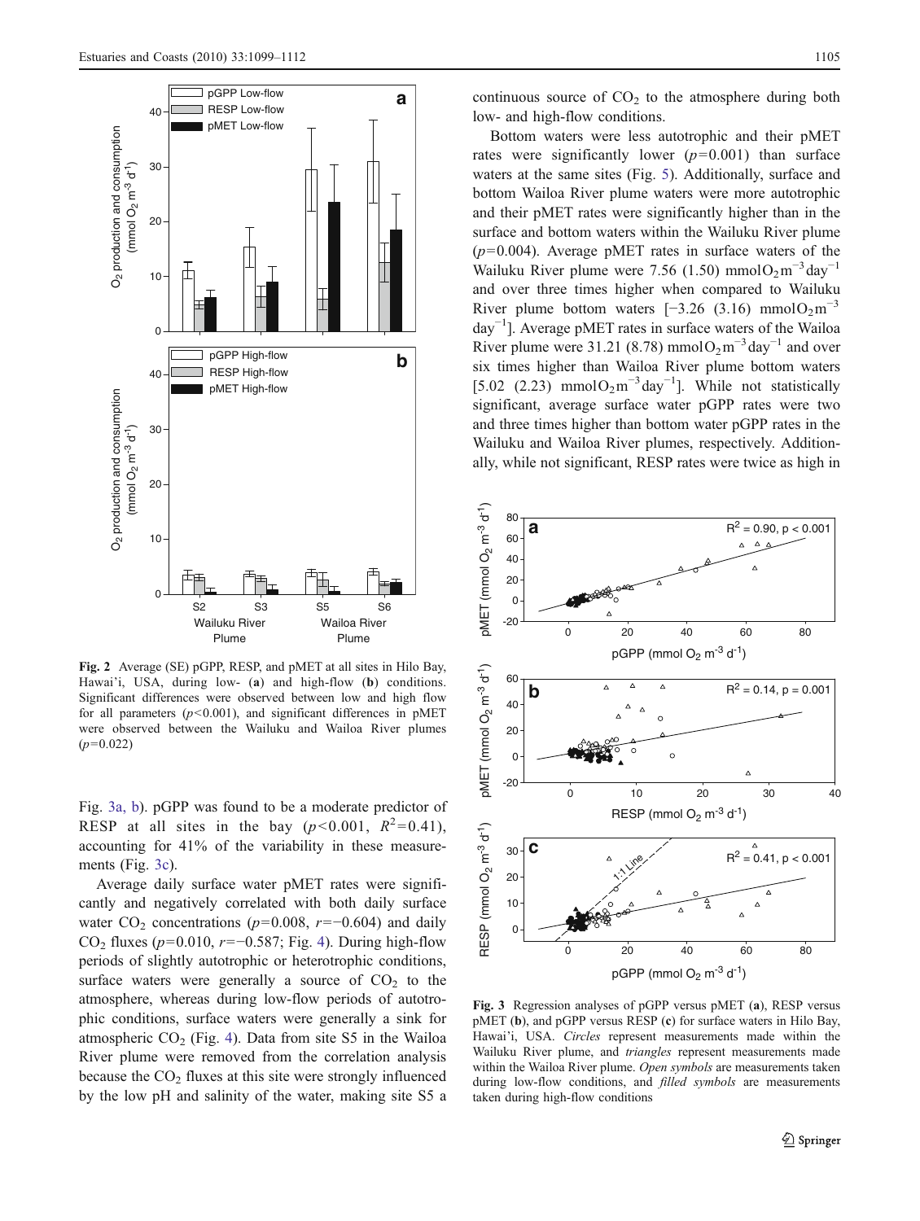Fig. 2 Average (SE) pGPP, RESP, and pMET at all sites in Hilo Bay, Hawai'i, USA, during low- (**a**) and high-flow (**b**) conditions. Significant differences were observed between low and high flow for all parameters ($p<0.001$), and significant differences in pMET were observed between the Wailuku and Wailoa River plumes ($p=0.022$)

Fig. 3a, b). pGPP was found to be a moderate predictor of RESP at all sites in the bay ($p<0.001$, $R^2=0.41$), accounting for 41% of the variability in these measurements (Fig. 3c).

Average daily surface water pMET rates were significantly and negatively correlated with both daily surface water $CO_2$ concentrations ($p=0.008$, $r=-0.604$) and daily $CO_2$ fluxes ($p=0.010$, $r=-0.587$; Fig. 4). During high-flow periods of slightly autotrophic or heterotrophic conditions, surface waters were generally a source of $CO_2$ to the atmosphere, whereas during low-flow periods of autotrophic conditions, surface waters were generally a sink for atmospheric $CO_2$ (Fig. 4). Data from site S5 in the Wailoa River plume were removed from the correlation analysis because the $CO_2$ fluxes at this site were strongly influenced by the low pH and salinity of the water, making site S5 a continuous source of $CO_2$ to the atmosphere during both low- and high-flow conditions.

Bottom waters were less autotrophic and their pMET rates were significantly lower ($p=0.001$) than surface waters at the same sites (Fig. 5). Additionally, surface and bottom Wailoa River plume waters were more autotrophic and their pMET rates were significantly higher than in the surface and bottom waters within the Wailuku River plume ($p=0.004$). Average pMET rates in surface waters of the Wailuku River plume were 7.56 (1.50) $mmolO_2 m^{-3} day^{-1}$ and over three times higher when compared to Wailuku River plume bottom waters [−3.26 (3.16) $mmolO_2 m^{-3} day^{-1}$]. Average pMET rates in surface waters of the Wailoa River plume were 31.21 (8.78) $mmolO_2 m^{-3} day^{-1}$ and over six times higher than Wailoa River plume bottom waters [5.02 (2.23) $mmolO_2 m^{-3} day^{-1}$]. While not statistically significant, average surface water pGPP rates were two and three times higher than bottom water pGPP rates in the Wailuku and Wailoa River plumes, respectively. Additionally, while not significant, RESP rates were twice as high in

Fig. 3 Regression analyses of pGPP versus pMET (**a**), RESP versus pMET (**b**), and pGPP versus RESP (**c**) for surface waters in Hilo Bay, Hawai'i, USA. *Circles* represent measurements made within the Wailuku River plume, and *triangles* represent measurements made within the Wailoa River plume. *Open symbols* are measurements taken during low-flow conditions, and *filled symbols* are measurements taken during high-flow conditions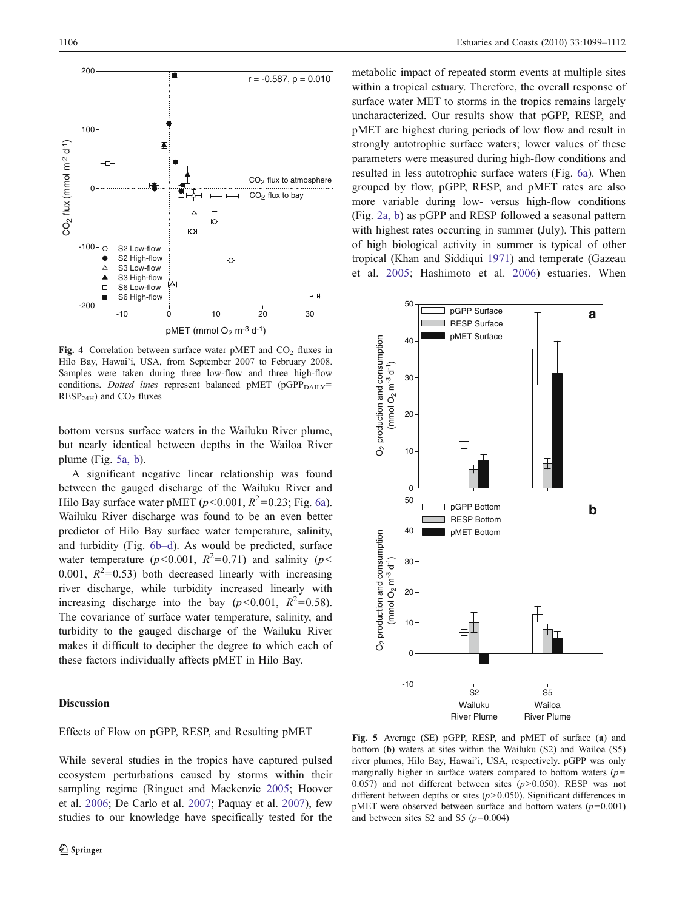Fig. 4 Correlation between surface water pMET and $CO_2$ fluxes in Hilo Bay, Hawai'i, USA, from September 2007 to February 2008. Samples were taken during three low-flow and three high-flow conditions. *Dotted lines* represent balanced pMET ($pGPP_{DAILY}$= $RESP_{24H}$) and $CO_2$ fluxes

bottom versus surface waters in the Wailuku River plume, but nearly identical between depths in the Wailoa River plume (Fig. 5a, b).

A significant negative linear relationship was found between the gauged discharge of the Wailuku River and Hilo Bay surface water pMET ($p<0.001$, $R^2=0.23$; Fig. 6a). Wailuku River discharge was found to be an even better predictor of Hilo Bay surface water temperature, salinity, and turbidity (Fig. 6b–d). As would be predicted, surface water temperature ($p<0.001$, $R^2=0.71$) and salinity ($p<0.001$, $R^2=0.53$) both decreased linearly with increasing river discharge, while turbidity increased linearly with increasing discharge into the bay ($p<0.001$, $R^2=0.58$). The covariance of surface water temperature, salinity, and turbidity to the gauged discharge of the Wailuku River makes it difficult to decipher the degree to which each of these factors individually affects pMET in Hilo Bay.

## Discussion

### Effects of Flow on pGPP, RESP, and Resulting pMET

While several studies in the tropics have captured pulsed ecosystem perturbations caused by storms within their sampling regime (Ringuet and Mackenzie 2005; Hoover et al. 2006; De Carlo et al. 2007; Paquay et al. 2007), few studies to our knowledge have specifically tested for the metabolic impact of repeated storm events at multiple sites within a tropical estuary. Therefore, the overall response of surface water MET to storms in the tropics remains largely uncharacterized. Our results show that pGPP, RESP, and pMET are highest during periods of low flow and result in strongly autotrophic surface waters; lower values of these parameters were measured during high-flow conditions and resulted in less autotrophic surface waters (Fig. 6a). When grouped by flow, pGPP, RESP, and pMET rates are also more variable during low- versus high-flow conditions (Fig. 2a, b) as pGPP and RESP followed a seasonal pattern with highest rates occurring in summer (July). This pattern of high biological activity in summer is typical of other tropical (Khan and Siddiqui 1971) and temperate (Gazeau et al. 2005; Hashimoto et al. 2006) estuaries. When

Fig. 5 Average (SE) pGPP, RESP, and pMET of surface (**a**) and bottom (**b**) waters at sites within the Wailuku (S2) and Wailoa (S5) river plumes, Hilo Bay, Hawai'i, USA, respectively. pGPP was only marginally higher in surface waters compared to bottom waters ($p=0.057$) and not different between sites ($p>0.050$). RESP was not different between depths or sites ($p>0.050$). Significant differences in pMET were observed between surface and bottom waters ($p=0.001$) and between sites S2 and S5 ($p=0.004$)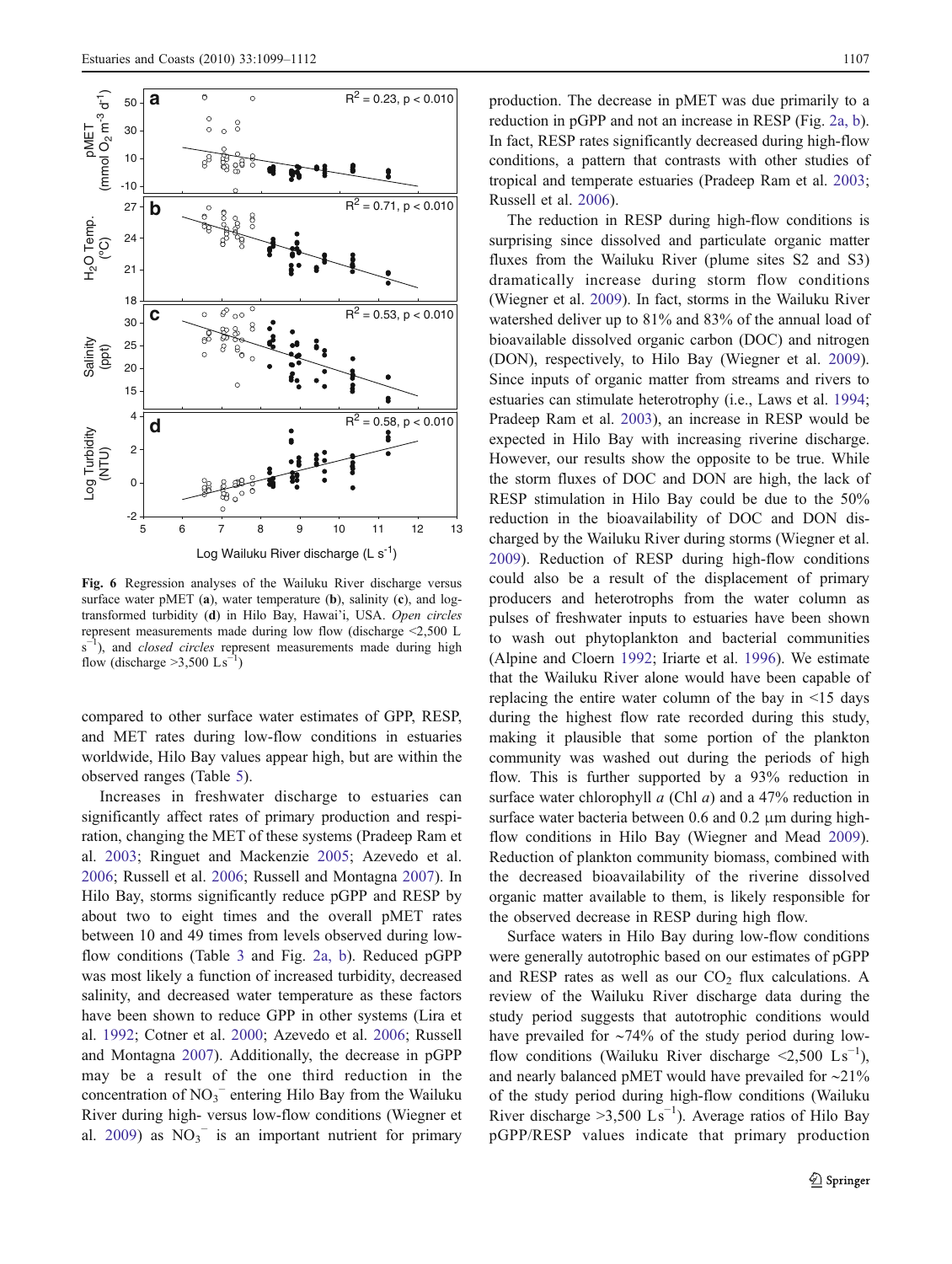Fig. 6 Regression analyses of the Wailuku River discharge versus surface water pMET (**a**), water temperature (**b**), salinity (**c**), and log-transformed turbidity (**d**) in Hilo Bay, Hawai'i, USA. *Open circles* represent measurements made during low flow (discharge <2,500 L $s^{-1}$), and *closed circles* represent measurements made during high flow (discharge >3,500 L $s^{-1}$)

compared to other surface water estimates of GPP, RESP, and MET rates during low-flow conditions in estuaries worldwide, Hilo Bay values appear high, but are within the observed ranges (Table 5).

Increases in freshwater discharge to estuaries can significantly affect rates of primary production and respiration, changing the MET of these systems (Pradeep Ram et al. 2003; Ringuet and Mackenzie 2005; Azevedo et al. 2006; Russell et al. 2006; Russell and Montagna 2007). In Hilo Bay, storms significantly reduce pGPP and RESP by about two to eight times and the overall pMET rates between 10 and 49 times from levels observed during low-flow conditions (Table 3 and Fig. 2a, b). Reduced pGPP was most likely a function of increased turbidity, decreased salinity, and decreased water temperature as these factors have been shown to reduce GPP in other systems (Lira et al. 1992; Cotner et al. 2000; Azevedo et al. 2006; Russell and Montagna 2007). Additionally, the decrease in pGPP may be a result of the one third reduction in the concentration of $NO_3^-$ entering Hilo Bay from the Wailuku River during high- versus low-flow conditions (Wiegner et al. 2009) as $NO_3^-$ is an important nutrient for primary production. The decrease in pMET was due primarily to a reduction in pGPP and not an increase in RESP (Fig. 2a, b). In fact, RESP rates significantly decreased during high-flow conditions, a pattern that contrasts with other studies of tropical and temperate estuaries (Pradeep Ram et al. 2003; Russell et al. 2006).

The reduction in RESP during high-flow conditions is surprising since dissolved and particulate organic matter fluxes from the Wailuku River (plume sites S2 and S3) dramatically increase during storm flow conditions (Wiegner et al. 2009). In fact, storms in the Wailuku River watershed deliver up to 81% and 83% of the annual load of bioavailable dissolved organic carbon (DOC) and nitrogen (DON), respectively, to Hilo Bay (Wiegner et al. 2009). Since inputs of organic matter from streams and rivers to estuaries can stimulate heterotrophy (i.e., Laws et al. 1994; Pradeep Ram et al. 2003), an increase in RESP would be expected in Hilo Bay with increasing riverine discharge. However, our results show the opposite to be true. While the storm fluxes of DOC and DON are high, the lack of RESP stimulation in Hilo Bay could be due to the 50% reduction in the bioavailability of DOC and DON discharged by the Wailuku River during storms (Wiegner et al. 2009). Reduction of RESP during high-flow conditions could also be a result of the displacement of primary producers and heterotrophs from the water column as pulses of freshwater inputs to estuaries have been shown to wash out phytoplankton and bacterial communities (Alpine and Cloern 1992; Iriarte et al. 1996). We estimate that the Wailuku River alone would have been capable of replacing the entire water column of the bay in <15 days during the highest flow rate recorded during this study, making it plausible that some portion of the plankton community was washed out during the periods of high flow. This is further supported by a 93% reduction in surface water chlorophyll *a* (Chl *a*) and a 47% reduction in surface water bacteria between 0.6 and 0.2 µm during high-flow conditions in Hilo Bay (Wiegner and Mead 2009). Reduction of plankton community biomass, combined with the decreased bioavailability of the riverine dissolved organic matter available to them, is likely responsible for the observed decrease in RESP during high flow.

Surface waters in Hilo Bay during low-flow conditions were generally autotrophic based on our estimates of pGPP and RESP rates as well as our $CO_2$ flux calculations. A review of the Wailuku River discharge data during the study period suggests that autotrophic conditions would have prevailed for ~74% of the study period during low-flow conditions (Wailuku River discharge <2,500 L$s^{-1}$), and nearly balanced pMET would have prevailed for ~21% of the study period during high-flow conditions (Wailuku River discharge >3,500 L$s^{-1}$). Average ratios of Hilo Bay pGPP/RESP values indicate that primary production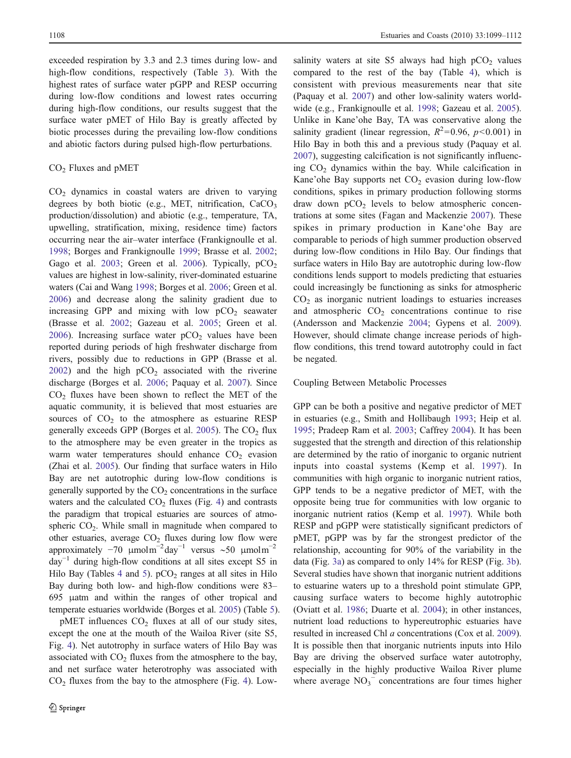exceeded respiration by 3.3 and 2.3 times during low- and high-flow conditions, respectively (Table 3). With the highest rates of surface water pGPP and RESP occurring during low-flow conditions and lowest rates occurring during high-flow conditions, our results suggest that the surface water pMET of Hilo Bay is greatly affected by biotic processes during the prevailing low-flow conditions and abiotic factors during pulsed high-flow perturbations.

## $CO_2$ Fluxes and pMET

$CO_2$ dynamics in coastal waters are driven to varying degrees by both biotic (e.g., MET, nitrification, $CaCO_3$ production/dissolution) and abiotic (e.g., temperature, TA, upwelling, stratification, mixing, residence time) factors occurring near the air–water interface (Frankignoulle et al. 1998; Borges and Frankignoulle 1999; Brasse et al. 2002; Gago et al. 2003; Green et al. 2006). Typically, $pCO_2$ values are highest in low-salinity, river-dominated estuarine waters (Cai and Wang 1998; Borges et al. 2006; Green et al. 2006) and decrease along the salinity gradient due to increasing GPP and mixing with low $pCO_2$ seawater (Brasse et al. 2002; Gazeau et al. 2005; Green et al. 2006). Increasing surface water $pCO_2$ values have been reported during periods of high freshwater discharge from rivers, possibly due to reductions in GPP (Brasse et al. 2002) and the high $pCO_2$ associated with the riverine discharge (Borges et al. 2006; Paquay et al. 2007). Since $CO_2$ fluxes have been shown to reflect the MET of the aquatic community, it is believed that most estuaries are sources of $CO_2$ to the atmosphere as estuarine RESP generally exceeds GPP (Borges et al. 2005). The $CO_2$ flux to the atmosphere may be even greater in the tropics as warm water temperatures should enhance $CO_2$ evasion (Zhai et al. 2005). Our finding that surface waters in Hilo Bay are net autotrophic during low-flow conditions is generally supported by the $CO_2$ concentrations in the surface waters and the calculated $CO_2$ fluxes (Fig. 4) and contrasts the paradigm that tropical estuaries are sources of atmospheric $CO_2$. While small in magnitude when compared to other estuaries, average $CO_2$ fluxes during low flow were approximately −70 μmol m$^{-2}$day$^{-1}$ versus ~50 μmol m$^{-2}$ day$^{-1}$ during high-flow conditions at all sites except S5 in Hilo Bay (Tables 4 and 5). $pCO_2$ ranges at all sites in Hilo Bay during both low- and high-flow conditions were 83–695 μatm and within the ranges of other tropical and temperate estuaries worldwide (Borges et al. 2005) (Table 5).

pMET influences $CO_2$ fluxes at all of our study sites, except the one at the mouth of the Wailoa River (site S5, Fig. 4). Net autotrophy in surface waters of Hilo Bay was associated with $CO_2$ fluxes from the atmosphere to the bay, and net surface water heterotrophy was associated with $CO_2$ fluxes from the bay to the atmosphere (Fig. 4). Low-salinity waters at site S5 always had high $pCO_2$ values compared to the rest of the bay (Table 4), which is consistent with previous measurements near that site (Paquay et al. 2007) and other low-salinity waters worldwide (e.g., Frankignoulle et al. 1998; Gazeau et al. 2005). Unlike in Kane'ohe Bay, TA was conservative along the salinity gradient (linear regression, $R^2$=0.96, $p$<0.001) in Hilo Bay in both this and a previous study (Paquay et al. 2007), suggesting calcification is not significantly influencing $CO_2$ dynamics within the bay. While calcification in Kane'ohe Bay supports net $CO_2$ evasion during low-flow conditions, spikes in primary production following storms draw down $pCO_2$ levels to below atmospheric concentrations at some sites (Fagan and Mackenzie 2007). These spikes in primary production in Kane'ohe Bay are comparable to periods of high summer production observed during low-flow conditions in Hilo Bay. Our findings that surface waters in Hilo Bay are autotrophic during low-flow conditions lends support to models predicting that estuaries could increasingly be functioning as sinks for atmospheric $CO_2$ as inorganic nutrient loadings to estuaries increases and atmospheric $CO_2$ concentrations continue to rise (Andersson and Mackenzie 2004; Gypens et al. 2009). However, should climate change increase periods of high-flow conditions, this trend toward autotrophy could in fact be negated.

## Coupling Between Metabolic Processes

GPP can be both a positive and negative predictor of MET in estuaries (e.g., Smith and Hollibaugh 1993; Heip et al. 1995; Pradeep Ram et al. 2003; Caffrey 2004). It has been suggested that the strength and direction of this relationship are determined by the ratio of inorganic to organic nutrient inputs into coastal systems (Kemp et al. 1997). In communities with high organic to inorganic nutrient ratios, GPP tends to be a negative predictor of MET, with the opposite being true for communities with low organic to inorganic nutrient ratios (Kemp et al. 1997). While both RESP and pGPP were statistically significant predictors of pMET, pGPP was by far the strongest predictor of the relationship, accounting for 90% of the variability in the data (Fig. 3a) as compared to only 14% for RESP (Fig. 3b). Several studies have shown that inorganic nutrient additions to estuarine waters up to a threshold point stimulate GPP, causing surface waters to become highly autotrophic (Oviatt et al. 1986; Duarte et al. 2004); in other instances, nutrient load reductions to hypereutrophic estuaries have resulted in increased Chl *a* concentrations (Cox et al. 2009). It is possible then that inorganic nutrients inputs into Hilo Bay are driving the observed surface water autotrophy, especially in the highly productive Wailoa River plume where average $NO_3^-$ concentrations are four times higher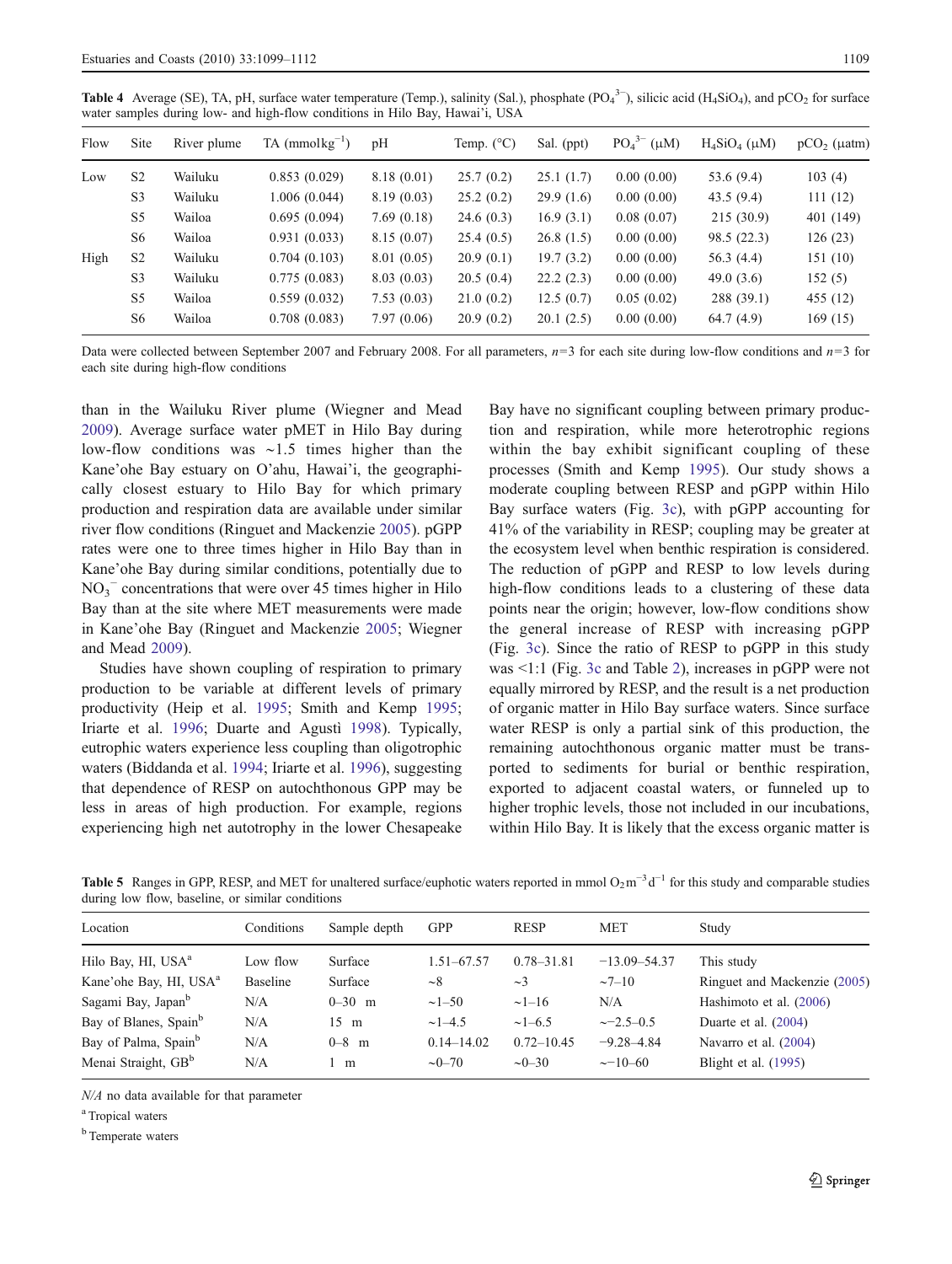**Table 4** Average (SE), TA, pH, surface water temperature (Temp.), salinity (Sal.), phosphate ($PO_4^{3-}$), silicic acid ($H_4SiO_4$), and $pCO_2$ for surface water samples during low- and high-flow conditions in Hilo Bay, Hawai'i, USA

| Flow | Site | River plume | TA (mmolkg$^{-1}$) | pH | Temp. (°C) | Sal. (ppt) | $PO_4^{3-}$ (μM) | $H_4SiO_4$ (μM) | $pCO_2$ (μatm) |
|---|---|---|---|---|---|---|---|---|---|
| Low | S2 | Wailuku | 0.853 (0.029) | 8.18 (0.01) | 25.7 (0.2) | 25.1 (1.7) | 0.00 (0.00) | 53.6 (9.4) | 103 (4) |
| | S3 | Wailuku | 1.006 (0.044) | 8.19 (0.03) | 25.2 (0.2) | 29.9 (1.6) | 0.00 (0.00) | 43.5 (9.4) | 111 (12) |
| | S5 | Wailoa | 0.695 (0.094) | 7.69 (0.18) | 24.6 (0.3) | 16.9 (3.1) | 0.08 (0.07) | 215 (30.9) | 401 (149) |
| | S6 | Wailoa | 0.931 (0.033) | 8.15 (0.07) | 25.4 (0.5) | 26.8 (1.5) | 0.00 (0.00) | 98.5 (22.3) | 126 (23) |
| High | S2 | Wailuku | 0.704 (0.103) | 8.01 (0.05) | 20.9 (0.1) | 19.7 (3.2) | 0.00 (0.00) | 56.3 (4.4) | 151 (10) |
| | S3 | Wailuku | 0.775 (0.083) | 8.03 (0.03) | 20.5 (0.4) | 22.2 (2.3) | 0.00 (0.00) | 49.0 (3.6) | 152 (5) |
| | S5 | Wailoa | 0.559 (0.032) | 7.53 (0.03) | 21.0 (0.2) | 12.5 (0.7) | 0.05 (0.02) | 288 (39.1) | 455 (12) |
| | S6 | Wailoa | 0.708 (0.083) | 7.97 (0.06) | 20.9 (0.2) | 20.1 (2.5) | 0.00 (0.00) | 64.7 (4.9) | 169 (15) |

Data were collected between September 2007 and February 2008. For all parameters, $n=3$ for each site during low-flow conditions and $n=3$ for each site during high-flow conditions

than in the Wailuku River plume (Wiegner and Mead 2009). Average surface water pMET in Hilo Bay during low-flow conditions was ~1.5 times higher than the Kane'ohe Bay estuary on O'ahu, Hawai'i, the geographically closest estuary to Hilo Bay for which primary production and respiration data are available under similar river flow conditions (Ringuet and Mackenzie 2005). pGPP rates were one to three times higher in Hilo Bay than in Kane'ohe Bay during similar conditions, potentially due to $NO_3^-$ concentrations that were over 45 times higher in Hilo Bay than at the site where MET measurements were made in Kane'ohe Bay (Ringuet and Mackenzie 2005; Wiegner and Mead 2009).

Studies have shown coupling of respiration to primary production to be variable at different levels of primary productivity (Heip et al. 1995; Smith and Kemp 1995; Iriarte et al. 1996; Duarte and Agustì 1998). Typically, eutrophic waters experience less coupling than oligotrophic waters (Biddanda et al. 1994; Iriarte et al. 1996), suggesting that dependence of RESP on autochthonous GPP may be less in areas of high production. For example, regions experiencing high net autotrophy in the lower Chesapeake Bay have no significant coupling between primary production and respiration, while more heterotrophic regions within the bay exhibit significant coupling of these processes (Smith and Kemp 1995). Our study shows a moderate coupling between RESP and pGPP within Hilo Bay surface waters (Fig. 3c), with pGPP accounting for 41% of the variability in RESP; coupling may be greater at the ecosystem level when benthic respiration is considered. The reduction of pGPP and RESP to low levels during high-flow conditions leads to a clustering of these data points near the origin; however, low-flow conditions show the general increase of RESP with increasing pGPP (Fig. 3c). Since the ratio of RESP to pGPP in this study was <1:1 (Fig. 3c and Table 2), increases in pGPP were not equally mirrored by RESP, and the result is a net production of organic matter in Hilo Bay surface waters. Since surface water RESP is only a partial sink of this production, the remaining autochthonous organic matter must be transported to sediments for burial or benthic respiration, exported to adjacent coastal waters, or funneled up to higher trophic levels, those not included in our incubations, within Hilo Bay. It is likely that the excess organic matter is

**Table 5** Ranges in GPP, RESP, and MET for unaltered surface/euphotic waters reported in mmol $O_2 m^{-3} d^{-1}$ for this study and comparable studies during low flow, baseline, or similar conditions

| Location | Conditions | Sample depth | GPP | RESP | MET | Study |
|---|---|---|---|---|---|---|
| Hilo Bay, HI, USA[a] | Low flow | Surface | 1.51–67.57 | 0.78–31.81 | −13.09–54.37 | This study |
| Kane'ohe Bay, HI, USA[a] | Baseline | Surface | ~8 | ~3 | ~7–10 | Ringuet and Mackenzie (2005) |
| Sagami Bay, Japan[b] | N/A | 0–30 m | ~1–50 | ~1–16 | N/A | Hashimoto et al. (2006) |
| Bay of Blanes, Spain[b] | N/A | 15 m | ~1–4.5 | ~1–6.5 | ~−2.5–0.5 | Duarte et al. (2004) |
| Bay of Palma, Spain[b] | N/A | 0–8 m | 0.14–14.02 | 0.72–10.45 | −9.28–4.84 | Navarro et al. (2004) |
| Menai Straight, GB[b] | N/A | 1 m | ~0–70 | ~0–30 | ~−10–60 | Blight et al. (1995) |

*N/A* no data available for that parameter

[a] Tropical waters

[b] Temperate waters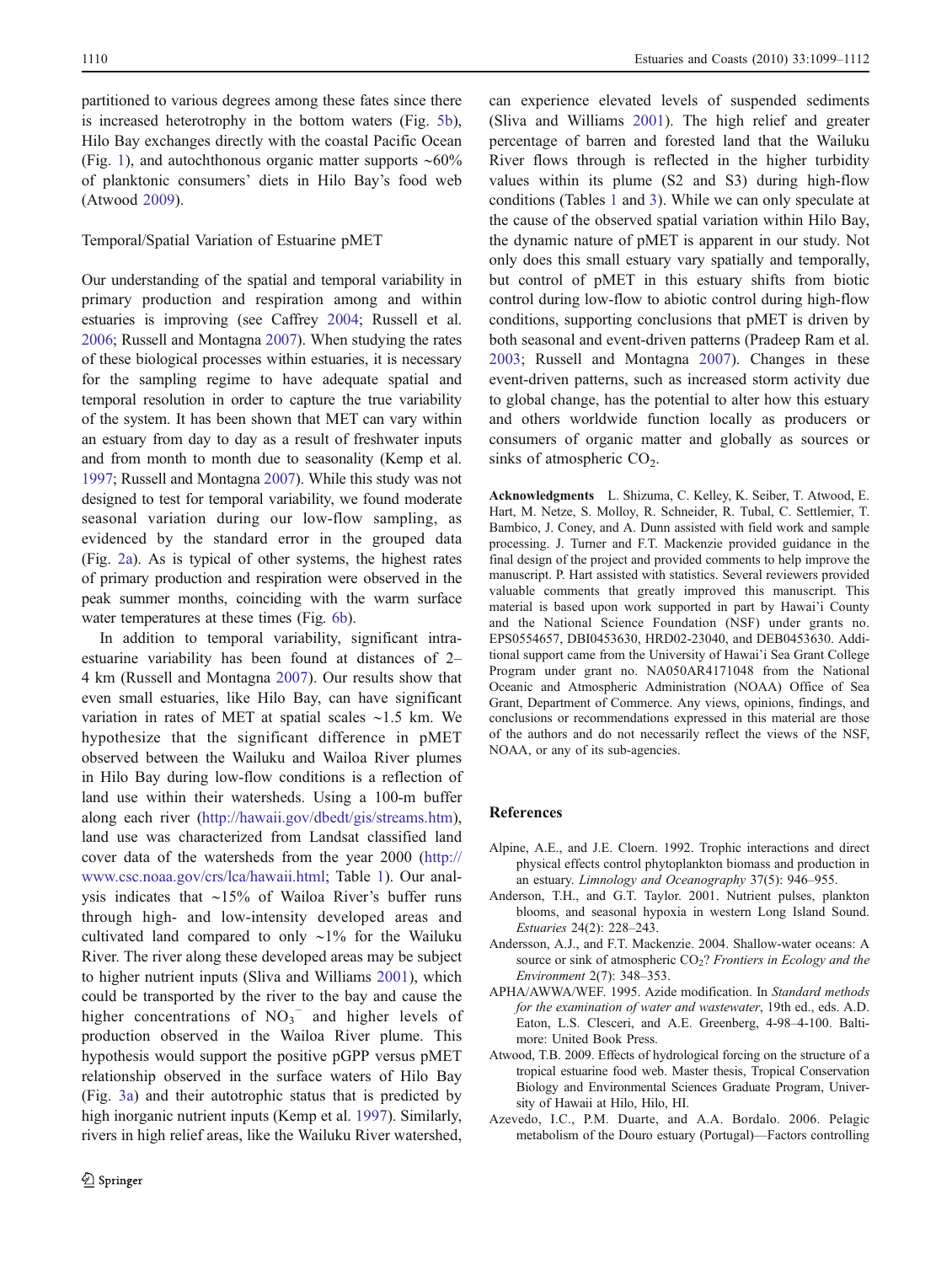partitioned to various degrees among these fates since there is increased heterotrophy in the bottom waters (Fig. 5b), Hilo Bay exchanges directly with the coastal Pacific Ocean (Fig. 1), and autochthonous organic matter supports ~60% of planktonic consumers' diets in Hilo Bay's food web (Atwood 2009).

### Temporal/Spatial Variation of Estuarine pMET

Our understanding of the spatial and temporal variability in primary production and respiration among and within estuaries is improving (see Caffrey 2004; Russell et al. 2006; Russell and Montagna 2007). When studying the rates of these biological processes within estuaries, it is necessary for the sampling regime to have adequate spatial and temporal resolution in order to capture the true variability of the system. It has been shown that MET can vary within an estuary from day to day as a result of freshwater inputs and from month to month due to seasonality (Kemp et al. 1997; Russell and Montagna 2007). While this study was not designed to test for temporal variability, we found moderate seasonal variation during our low-flow sampling, as evidenced by the standard error in the grouped data (Fig. 2a). As is typical of other systems, the highest rates of primary production and respiration were observed in the peak summer months, coinciding with the warm surface water temperatures at these times (Fig. 6b).

In addition to temporal variability, significant intra-estuarine variability has been found at distances of 2–4 km (Russell and Montagna 2007). Our results show that even small estuaries, like Hilo Bay, can have significant variation in rates of MET at spatial scales ~1.5 km. We hypothesize that the significant difference in pMET observed between the Wailuku and Wailoa River plumes in Hilo Bay during low-flow conditions is a reflection of land use within their watersheds. Using a 100-m buffer along each river (http://hawaii.gov/dbedt/gis/streams.htm), land use was characterized from Landsat classified land cover data of the watersheds from the year 2000 (http://www.csc.noaa.gov/crs/lca/hawaii.html; Table 1). Our analysis indicates that ~15% of Wailoa River's buffer runs through high- and low-intensity developed areas and cultivated land compared to only ~1% for the Wailuku River. The river along these developed areas may be subject to higher nutrient inputs (Sliva and Williams 2001), which could be transported by the river to the bay and cause the higher concentrations of $NO_3^-$ and higher levels of production observed in the Wailoa River plume. This hypothesis would support the positive pGPP versus pMET relationship observed in the surface waters of Hilo Bay (Fig. 3a) and their autotrophic status that is predicted by high inorganic nutrient inputs (Kemp et al. 1997). Similarly, rivers in high relief areas, like the Wailuku River watershed, can experience elevated levels of suspended sediments (Sliva and Williams 2001). The high relief and greater percentage of barren and forested land that the Wailuku River flows through is reflected in the higher turbidity values within its plume (S2 and S3) during high-flow conditions (Tables 1 and 3). While we can only speculate at the cause of the observed spatial variation within Hilo Bay, the dynamic nature of pMET is apparent in our study. Not only does this small estuary vary spatially and temporally, but control of pMET in this estuary shifts from biotic control during low-flow to abiotic control during high-flow conditions, supporting conclusions that pMET is driven by both seasonal and event-driven patterns (Pradeep Ram et al. 2003; Russell and Montagna 2007). Changes in these event-driven patterns, such as increased storm activity due to global change, has the potential to alter how this estuary and others worldwide function locally as producers or consumers of organic matter and globally as sources or sinks of atmospheric $CO_2$.

**Acknowledgments** L. Shizuma, C. Kelley, K. Seiber, T. Atwood, E. Hart, M. Netze, S. Molloy, R. Schneider, R. Tubal, C. Settlemier, T. Bambico, J. Coney, and A. Dunn assisted with field work and sample processing. J. Turner and F.T. Mackenzie provided guidance in the final design of the project and provided comments to help improve the manuscript. P. Hart assisted with statistics. Several reviewers provided valuable comments that greatly improved this manuscript. This material is based upon work supported in part by Hawai'i County and the National Science Foundation (NSF) under grants no. EPS0554657, DBI0453630, HRD02-23040, and DEB0453630. Additional support came from the University of Hawai'i Sea Grant College Program under grant no. NA050AR4171048 from the National Oceanic and Atmospheric Administration (NOAA) Office of Sea Grant, Department of Commerce. Any views, opinions, findings, and conclusions or recommendations expressed in this material are those of the authors and do not necessarily reflect the views of the NSF, NOAA, or any of its sub-agencies.

## References

Alpine, A.E., and J.E. Cloern. 1992. Trophic interactions and direct physical effects control phytoplankton biomass and production in an estuary. *Limnology and Oceanography* 37(5): 946–955.

Anderson, T.H., and G.T. Taylor. 2001. Nutrient pulses, plankton blooms, and seasonal hypoxia in western Long Island Sound. *Estuaries* 24(2): 228–243.

Andersson, A.J., and F.T. Mackenzie. 2004. Shallow-water oceans: A source or sink of atmospheric $CO_2$? *Frontiers in Ecology and the Environment* 2(7): 348–353.

APHA/AWWA/WEF. 1995. Azide modification. In *Standard methods for the examination of water and wastewater*, 19th ed., eds. A.D. Eaton, L.S. Clesceri, and A.E. Greenberg, 4-98–4-100. Baltimore: United Book Press.

Atwood, T.B. 2009. Effects of hydrological forcing on the structure of a tropical estuarine food web. Master thesis, Tropical Conservation Biology and Environmental Sciences Graduate Program, University of Hawaii at Hilo, Hilo, HI.

Azevedo, I.C., P.M. Duarte, and A.A. Bordalo. 2006. Pelagic metabolism of the Douro estuary (Portugal)—Factors controlling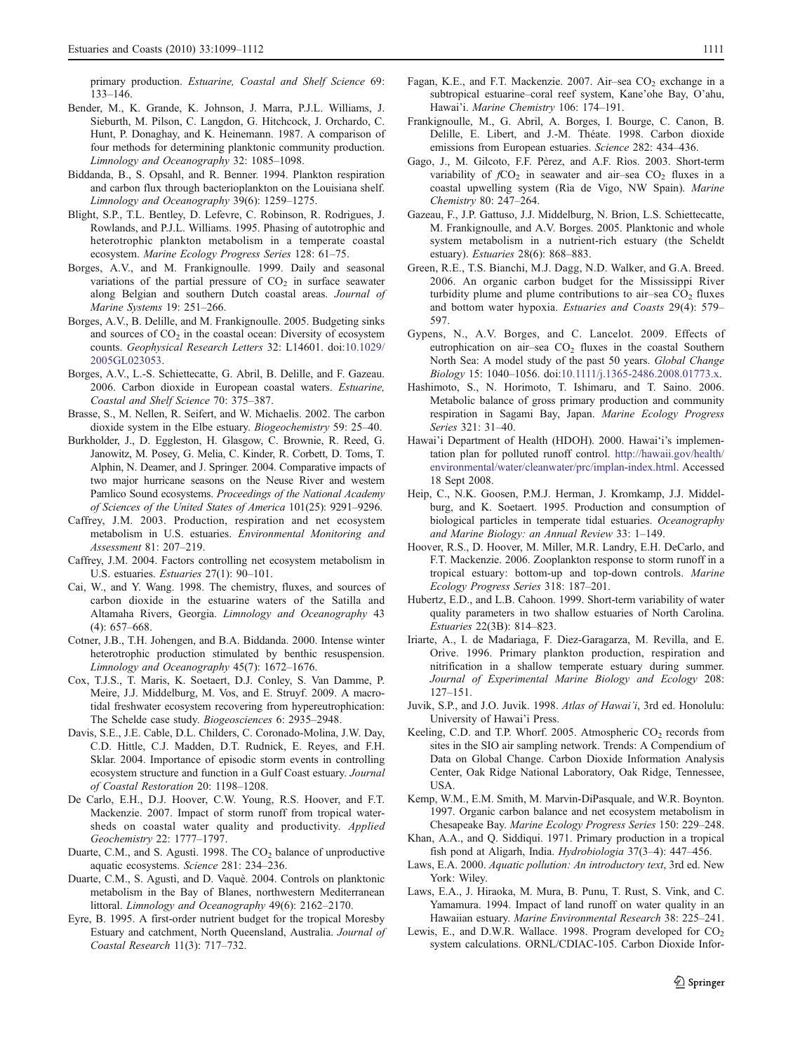primary production. *Estuarine, Coastal and Shelf Science* 69: 133–146.

Bender, M., K. Grande, K. Johnson, J. Marra, P.J.L. Williams, J. Sieburth, M. Pilson, C. Langdon, G. Hitchcock, J. Orchardo, C. Hunt, P. Donaghay, and K. Heinemann. 1987. A comparison of four methods for determining planktonic community production. *Limnology and Oceanography* 32: 1085–1098.

Biddanda, B., S. Opsahl, and R. Benner. 1994. Plankton respiration and carbon flux through bacterioplankton on the Louisiana shelf. *Limnology and Oceanography* 39(6): 1259–1275.

Blight, S.P., T.L. Bentley, D. Lefevre, C. Robinson, R. Rodrigues, J. Rowlands, and P.J.L. Williams. 1995. Phasing of autotrophic and heterotrophic plankton metabolism in a temperate coastal ecosystem. *Marine Ecology Progress Series* 128: 61–75.

Borges, A.V., and M. Frankignoulle. 1999. Daily and seasonal variations of the partial pressure of $CO_2$ in surface seawater along Belgian and southern Dutch coastal areas. *Journal of Marine Systems* 19: 251–266.

Borges, A.V., B. Delille, and M. Frankignoulle. 2005. Budgeting sinks and sources of $CO_2$ in the coastal ocean: Diversity of ecosystem counts. *Geophysical Research Letters* 32: L14601. doi:10.1029/2005GL023053.

Borges, A.V., L.-S. Schiettecatte, G. Abril, B. Delille, and F. Gazeau. 2006. Carbon dioxide in European coastal waters. *Estuarine, Coastal and Shelf Science* 70: 375–387.

Brasse, S., M. Nellen, R. Seifert, and W. Michaelis. 2002. The carbon dioxide system in the Elbe estuary. *Biogeochemistry* 59: 25–40.

Burkholder, J., D. Eggleston, H. Glasgow, C. Brownie, R. Reed, G. Janowitz, M. Posey, G. Melia, C. Kinder, R. Corbett, D. Toms, T. Alphin, N. Deamer, and J. Springer. 2004. Comparative impacts of two major hurricane seasons on the Neuse River and western Pamlico Sound ecosystems. *Proceedings of the National Academy of Sciences of the United States of America* 101(25): 9291–9296.

Caffrey, J.M. 2003. Production, respiration and net ecosystem metabolism in U.S. estuaries. *Environmental Monitoring and Assessment* 81: 207–219.

Caffrey, J.M. 2004. Factors controlling net ecosystem metabolism in U.S. estuaries. *Estuaries* 27(1): 90–101.

Cai, W., and Y. Wang. 1998. The chemistry, fluxes, and sources of carbon dioxide in the estuarine waters of the Satilla and Altamaha Rivers, Georgia. *Limnology and Oceanography* 43 (4): 657–668.

Cotner, J.B., T.H. Johengen, and B.A. Biddanda. 2000. Intense winter heterotrophic production stimulated by benthic resuspension. *Limnology and Oceanography* 45(7): 1672–1676.

Cox, T.J.S., T. Maris, K. Soetaert, D.J. Conley, S. Van Damme, P. Meire, J.J. Middelburg, M. Vos, and E. Struyf. 2009. A macro-tidal freshwater ecosystem recovering from hypereutrophication: The Schelde case study. *Biogeosciences* 6: 2935–2948.

Davis, S.E., J.E. Cable, D.L. Childers, C. Coronado-Molina, J.W. Day, C.D. Hittle, C.J. Madden, D.T. Rudnick, E. Reyes, and F.H. Sklar. 2004. Importance of episodic storm events in controlling ecosystem structure and function in a Gulf Coast estuary. *Journal of Coastal Restoration* 20: 1198–1208.

De Carlo, E.H., D.J. Hoover, C.W. Young, R.S. Hoover, and F.T. Mackenzie. 2007. Impact of storm runoff from tropical watersheds on coastal water quality and productivity. *Applied Geochemistry* 22: 1777–1797.

Duarte, C.M., and S. Agustì. 1998. The $CO_2$ balance of unproductive aquatic ecosystems. *Science* 281: 234–236.

Duarte, C.M., S. Agustì, and D. Vaquè. 2004. Controls on planktonic metabolism in the Bay of Blanes, northwestern Mediterranean littoral. *Limnology and Oceanography* 49(6): 2162–2170.

Eyre, B. 1995. A first-order nutrient budget for the tropical Moresby Estuary and catchment, North Queensland, Australia. *Journal of Coastal Research* 11(3): 717–732.

Fagan, K.E., and F.T. Mackenzie. 2007. Air–sea $CO_2$ exchange in a subtropical estuarine–coral reef system, Kane'ohe Bay, O'ahu, Hawai'i. *Marine Chemistry* 106: 174–191.

Frankignoulle, M., G. Abril, A. Borges, I. Bourge, C. Canon, B. Delille, E. Libert, and J.-M. Théate. 1998. Carbon dioxide emissions from European estuaries. *Science* 282: 434–436.

Gago, J., M. Gilcoto, F.F. Pèrez, and A.F. Rìos. 2003. Short-term variability of $fCO_2$ in seawater and air–sea $CO_2$ fluxes in a coastal upwelling system (Rìa de Vigo, NW Spain). *Marine Chemistry* 80: 247–264.

Gazeau, F., J.P. Gattuso, J.J. Middelburg, N. Brion, L.S. Schiettecatte, M. Frankignoulle, and A.V. Borges. 2005. Planktonic and whole system metabolism in a nutrient-rich estuary (the Scheldt estuary). *Estuaries* 28(6): 868–883.

Green, R.E., T.S. Bianchi, M.J. Dagg, N.D. Walker, and G.A. Breed. 2006. An organic carbon budget for the Mississippi River turbidity plume and plume contributions to air–sea $CO_2$ fluxes and bottom water hypoxia. *Estuaries and Coasts* 29(4): 579–597.

Gypens, N., A.V. Borges, and C. Lancelot. 2009. Effects of eutrophication on air–sea $CO_2$ fluxes in the coastal Southern North Sea: A model study of the past 50 years. *Global Change Biology* 15: 1040–1056. doi:10.1111/j.1365-2486.2008.01773.x.

Hashimoto, S., N. Horimoto, T. Ishimaru, and T. Saino. 2006. Metabolic balance of gross primary production and community respiration in Sagami Bay, Japan. *Marine Ecology Progress Series* 321: 31–40.

Hawai'i Department of Health (HDOH). 2000. Hawai'i's implementation plan for polluted runoff control. http://hawaii.gov/health/environmental/water/cleanwater/prc/implan-index.html. Accessed 18 Sept 2008.

Heip, C., N.K. Goosen, P.M.J. Herman, J. Kromkamp, J.J. Middelburg, and K. Soetaert. 1995. Production and consumption of biological particles in temperate tidal estuaries. *Oceanography and Marine Biology: an Annual Review* 33: 1–149.

Hoover, R.S., D. Hoover, M. Miller, M.R. Landry, E.H. DeCarlo, and F.T. Mackenzie. 2006. Zooplankton response to storm runoff in a tropical estuary: bottom-up and top-down controls. *Marine Ecology Progress Series* 318: 187–201.

Hubertz, E.D., and L.B. Cahoon. 1999. Short-term variability of water quality parameters in two shallow estuaries of North Carolina. *Estuaries* 22(3B): 814–823.

Iriarte, A., I. de Madariaga, F. Diez-Garagarza, M. Revilla, and E. Orive. 1996. Primary plankton production, respiration and nitrification in a shallow temperate estuary during summer. *Journal of Experimental Marine Biology and Ecology* 208: 127–151.

Juvik, S.P., and J.O. Juvik. 1998. *Atlas of Hawai'i*, 3rd ed. Honolulu: University of Hawai'i Press.

Keeling, C.D. and T.P. Whorf. 2005. Atmospheric $CO_2$ records from sites in the SIO air sampling network. Trends: A Compendium of Data on Global Change. Carbon Dioxide Information Analysis Center, Oak Ridge National Laboratory, Oak Ridge, Tennessee, USA.

Kemp, W.M., E.M. Smith, M. Marvin-DiPasquale, and W.R. Boynton. 1997. Organic carbon balance and net ecosystem metabolism in Chesapeake Bay. *Marine Ecology Progress Series* 150: 229–248.

Khan, A.A., and Q. Siddiqui. 1971. Primary production in a tropical fish pond at Aligarh, India. *Hydrobiologia* 37(3–4): 447–456.

Laws, E.A. 2000. *Aquatic pollution: An introductory text*, 3rd ed. New York: Wiley.

Laws, E.A., J. Hiraoka, M. Mura, B. Punu, T. Rust, S. Vink, and C. Yamamura. 1994. Impact of land runoff on water quality in an Hawaiian estuary. *Marine Environmental Research* 38: 225–241.

Lewis, E., and D.W.R. Wallace. 1998. Program developed for $CO_2$ system calculations. ORNL/CDIAC-105. Carbon Dioxide Infor-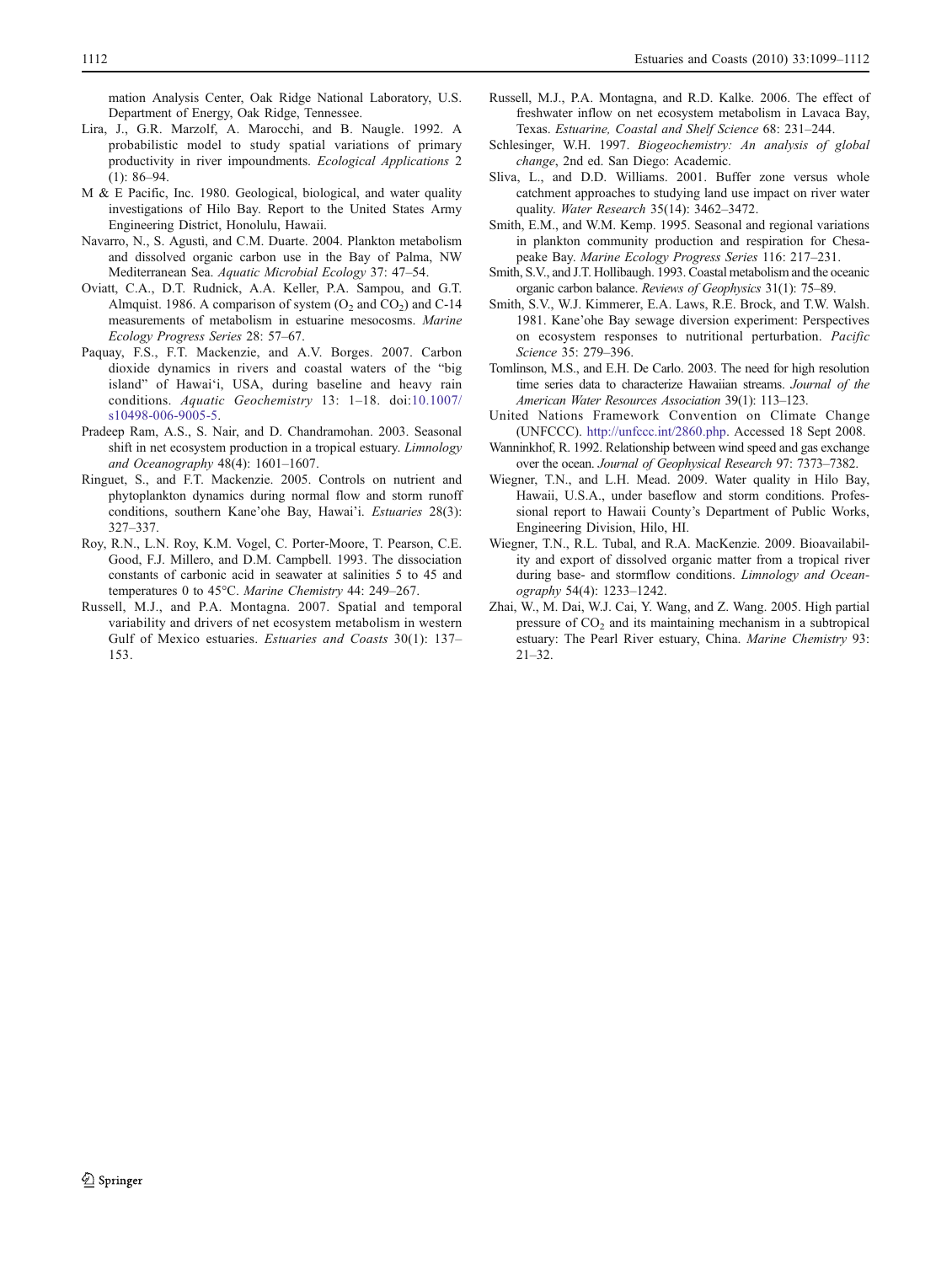mation Analysis Center, Oak Ridge National Laboratory, U.S. Department of Energy, Oak Ridge, Tennessee.

Lira, J., G.R. Marzolf, A. Marocchi, and B. Naugle. 1992. A probabilistic model to study spatial variations of primary productivity in river impoundments. *Ecological Applications* 2 (1): 86–94.

M & E Pacific, Inc. 1980. Geological, biological, and water quality investigations of Hilo Bay. Report to the United States Army Engineering District, Honolulu, Hawaii.

Navarro, N., S. Agusti, and C.M. Duarte. 2004. Plankton metabolism and dissolved organic carbon use in the Bay of Palma, NW Mediterranean Sea. *Aquatic Microbial Ecology* 37: 47–54.

Oviatt, C.A., D.T. Rudnick, A.A. Keller, P.A. Sampou, and G.T. Almquist. 1986. A comparison of system ($O_2$ and $CO_2$) and C-14 measurements of metabolism in estuarine mesocosms. *Marine Ecology Progress Series* 28: 57–67.

Paquay, F.S., F.T. Mackenzie, and A.V. Borges. 2007. Carbon dioxide dynamics in rivers and coastal waters of the "big island" of Hawai'i, USA, during baseline and heavy rain conditions. *Aquatic Geochemistry* 13: 1–18. doi:10.1007/s10498-006-9005-5.

Pradeep Ram, A.S., S. Nair, and D. Chandramohan. 2003. Seasonal shift in net ecosystem production in a tropical estuary. *Limnology and Oceanography* 48(4): 1601–1607.

Ringuet, S., and F.T. Mackenzie. 2005. Controls on nutrient and phytoplankton dynamics during normal flow and storm runoff conditions, southern Kane'ohe Bay, Hawai'i. *Estuaries* 28(3): 327–337.

Roy, R.N., L.N. Roy, K.M. Vogel, C. Porter-Moore, T. Pearson, C.E. Good, F.J. Millero, and D.M. Campbell. 1993. The dissociation constants of carbonic acid in seawater at salinities 5 to 45 and temperatures 0 to 45°C. *Marine Chemistry* 44: 249–267.

Russell, M.J., and P.A. Montagna. 2007. Spatial and temporal variability and drivers of net ecosystem metabolism in western Gulf of Mexico estuaries. *Estuaries and Coasts* 30(1): 137–153.

Russell, M.J., P.A. Montagna, and R.D. Kalke. 2006. The effect of freshwater inflow on net ecosystem metabolism in Lavaca Bay, Texas. *Estuarine, Coastal and Shelf Science* 68: 231–244.

Schlesinger, W.H. 1997. *Biogeochemistry: An analysis of global change*, 2nd ed. San Diego: Academic.

Sliva, L., and D.D. Williams. 2001. Buffer zone versus whole catchment approaches to studying land use impact on river water quality. *Water Research* 35(14): 3462–3472.

Smith, E.M., and W.M. Kemp. 1995. Seasonal and regional variations in plankton community production and respiration for Chesapeake Bay. *Marine Ecology Progress Series* 116: 217–231.

Smith, S.V., and J.T. Hollibaugh. 1993. Coastal metabolism and the oceanic organic carbon balance. *Reviews of Geophysics* 31(1): 75–89.

Smith, S.V., W.J. Kimmerer, E.A. Laws, R.E. Brock, and T.W. Walsh. 1981. Kane'ohe Bay sewage diversion experiment: Perspectives on ecosystem responses to nutritional perturbation. *Pacific Science* 35: 279–396.

Tomlinson, M.S., and E.H. De Carlo. 2003. The need for high resolution time series data to characterize Hawaiian streams. *Journal of the American Water Resources Association* 39(1): 113–123.

United Nations Framework Convention on Climate Change (UNFCCC). http://unfccc.int/2860.php. Accessed 18 Sept 2008.

Wanninkhof, R. 1992. Relationship between wind speed and gas exchange over the ocean. *Journal of Geophysical Research* 97: 7373–7382.

Wiegner, T.N., and L.H. Mead. 2009. Water quality in Hilo Bay, Hawaii, U.S.A., under baseflow and storm conditions. Professional report to Hawaii County's Department of Public Works, Engineering Division, Hilo, HI.

Wiegner, T.N., R.L. Tubal, and R.A. MacKenzie. 2009. Bioavailability and export of dissolved organic matter from a tropical river during base- and stormflow conditions. *Limnology and Oceanography* 54(4): 1233–1242.

Zhai, W., M. Dai, W.J. Cai, Y. Wang, and Z. Wang. 2005. High partial pressure of $CO_2$ and its maintaining mechanism in a subtropical estuary: The Pearl River estuary, China. *Marine Chemistry* 93: 21–32.